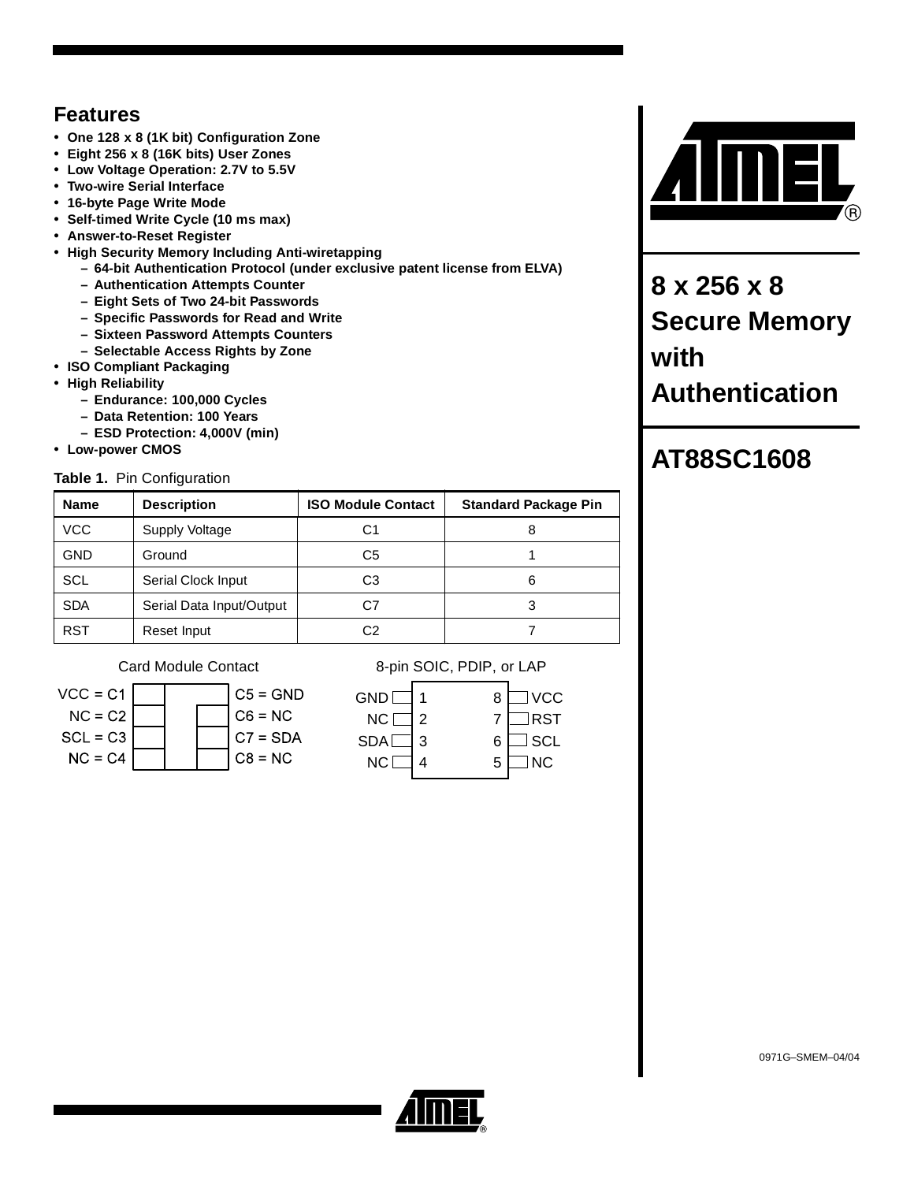# 8 x 256 x 8 Secure Memory with Authentication

# AT88SC1608

## Features

- **One 128 x 8 (1K bit) Configuration Zone**
- **Eight 256 x 8 (16K bits) User Zones**
- **Low Voltage Operation: 2.7V to 5.5V**
- **Two-wire Serial Interface**
- **16-byte Page Write Mode**
- **Self-timed Write Cycle (10 ms max)**
- **Answer-to-Reset Register**
- **High Security Memory Including Anti-wiretapping**
  - **64-bit Authentication Protocol (under exclusive patent license from ELVA)**
  - **Authentication Attempts Counter**
  - **Eight Sets of Two 24-bit Passwords**
  - **Specific Passwords for Read and Write**
  - **Sixteen Password Attempts Counters**
  - **Selectable Access Rights by Zone**
- **ISO Compliant Packaging**
- **High Reliability**
  - **Endurance: 100,000 Cycles**
  - **Data Retention: 100 Years**
  - **ESD Protection: 4,000V (min)**
- **Low-power CMOS**

**Table 1.** Pin Configuration

| Name | Description | ISO Module Contact | Standard Package Pin |
|---|---|---|---|
| VCC | Supply Voltage | C1 | 8 |
| GND | Ground | C5 | 1 |
| SCL | Serial Clock Input | C3 | 6 |
| SDA | Serial Data Input/Output | C7 | 3 |
| RST | Reset Input | C2 | 7 |

Card Module Contact

| | |
|---|---|
| VCC = C1 | C5 = GND |
| NC = C2 | C6 = NC |
| SCL = C3 | C7 = SDA |
| NC = C4 | C8 = NC |

8-pin SOIC, PDIP, or LAP

| | | | |
|---|---|---|---|
| GND | 1 | 8 | VCC |
| NC | 2 | 7 | RST |
| SDA | 3 | 6 | SCL |
| NC | 4 | 5 | NC |

0971G–SMEM–04/04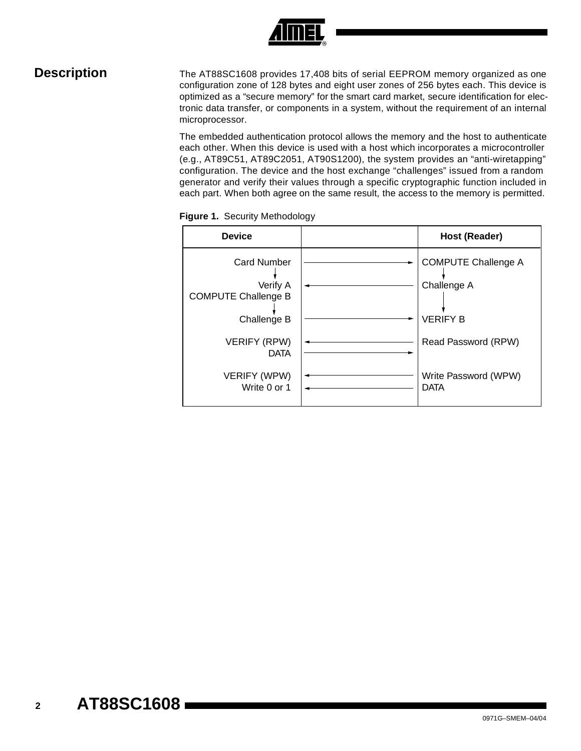## Description

The AT88SC1608 provides 17,408 bits of serial EEPROM memory organized as one configuration zone of 128 bytes and eight user zones of 256 bytes each. This device is optimized as a "secure memory" for the smart card market, secure identification for electronic data transfer, or components in a system, without the requirement of an internal microprocessor.

The embedded authentication protocol allows the memory and the host to authenticate each other. When this device is used with a host which incorporates a microcontroller (e.g., AT89C51, AT89C2051, AT90S1200), the system provides an "anti-wiretapping" configuration. The device and the host exchange "challenges" issued from a random generator and verify their values through a specific cryptographic function included in each part. When both agree on the same result, the access to the memory is permitted.

**Figure 1.** Security Methodology

| Device | | Host (Reader) |
|---|---|---|
| Card Number | → | COMPUTE Challenge A |
| Verify A<br>COMPUTE Challenge B | ← | Challenge A |
| Challenge B | → | VERIFY B |
| VERIFY (RPW) | ← | Read Password (RPW) |
| DATA | → | |
| VERIFY (WPW) | ← | Write Password (WPW) |
| Write 0 or 1 | ← | DATA |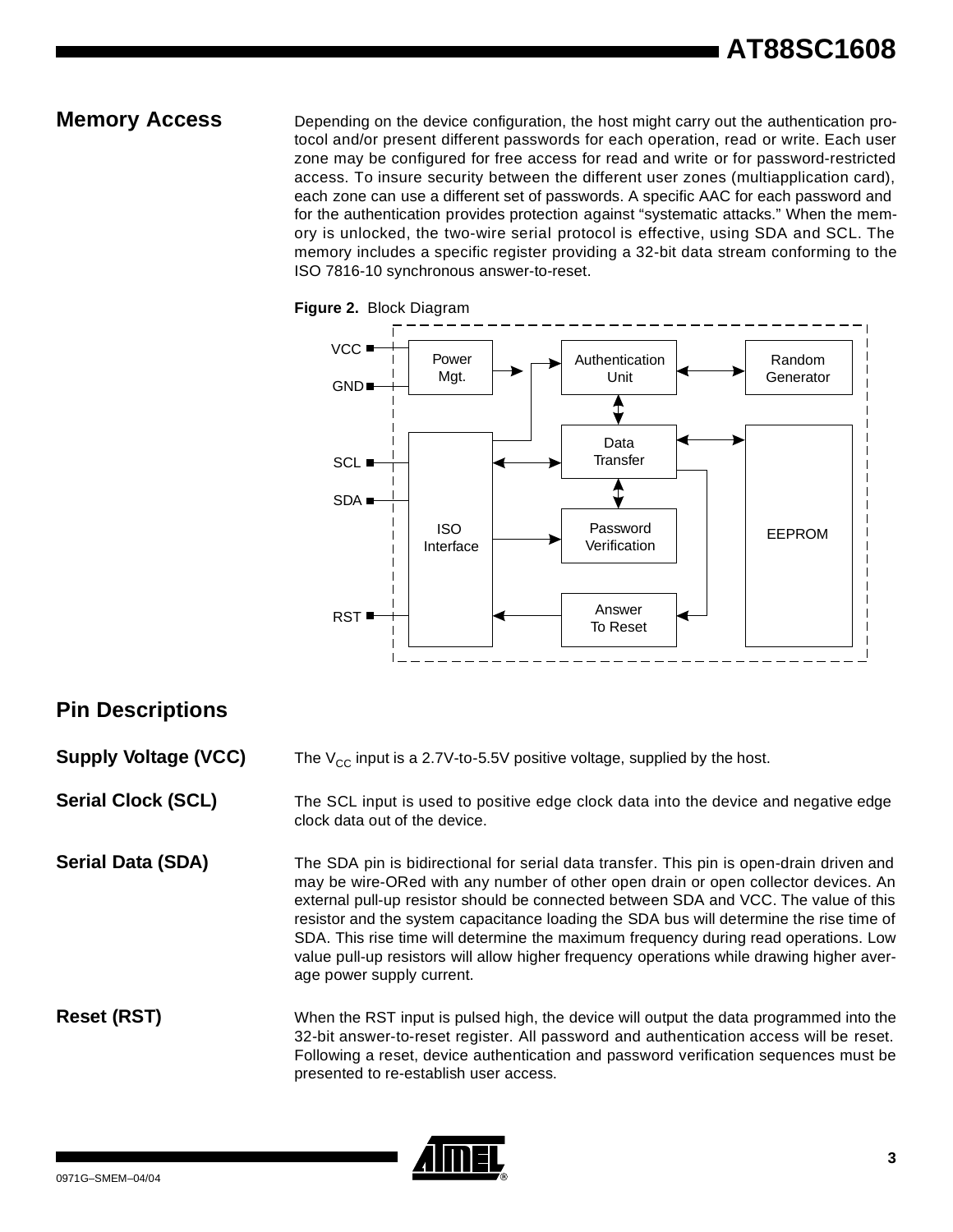## Memory Access

Depending on the device configuration, the host might carry out the authentication protocol and/or present different passwords for each operation, read or write. Each user zone may be configured for free access for read and write or for password-restricted access. To insure security between the different user zones (multiapplication card), each zone can use a different set of passwords. A specific AAC for each password and for the authentication provides protection against "systematic attacks." When the memory is unlocked, the two-wire serial protocol is effective, using SDA and SCL. The memory includes a specific register providing a 32-bit data stream conforming to the ISO 7816-10 synchronous answer-to-reset.

**Figure 2.** Block Diagram

## Pin Descriptions

### Supply Voltage (VCC)

The $V_{CC}$ input is a 2.7V-to-5.5V positive voltage, supplied by the host.

### Serial Clock (SCL)

The SCL input is used to positive edge clock data into the device and negative edge clock data out of the device.

### Serial Data (SDA)

The SDA pin is bidirectional for serial data transfer. This pin is open-drain driven and may be wire-ORed with any number of other open drain or open collector devices. An external pull-up resistor should be connected between SDA and VCC. The value of this resistor and the system capacitance loading the SDA bus will determine the rise time of SDA. This rise time will determine the maximum frequency during read operations. Low value pull-up resistors will allow higher frequency operations while drawing higher average power supply current.

### Reset (RST)

When the RST input is pulsed high, the device will output the data programmed into the 32-bit answer-to-reset register. All password and authentication access will be reset. Following a reset, device authentication and password verification sequences must be presented to re-establish user access.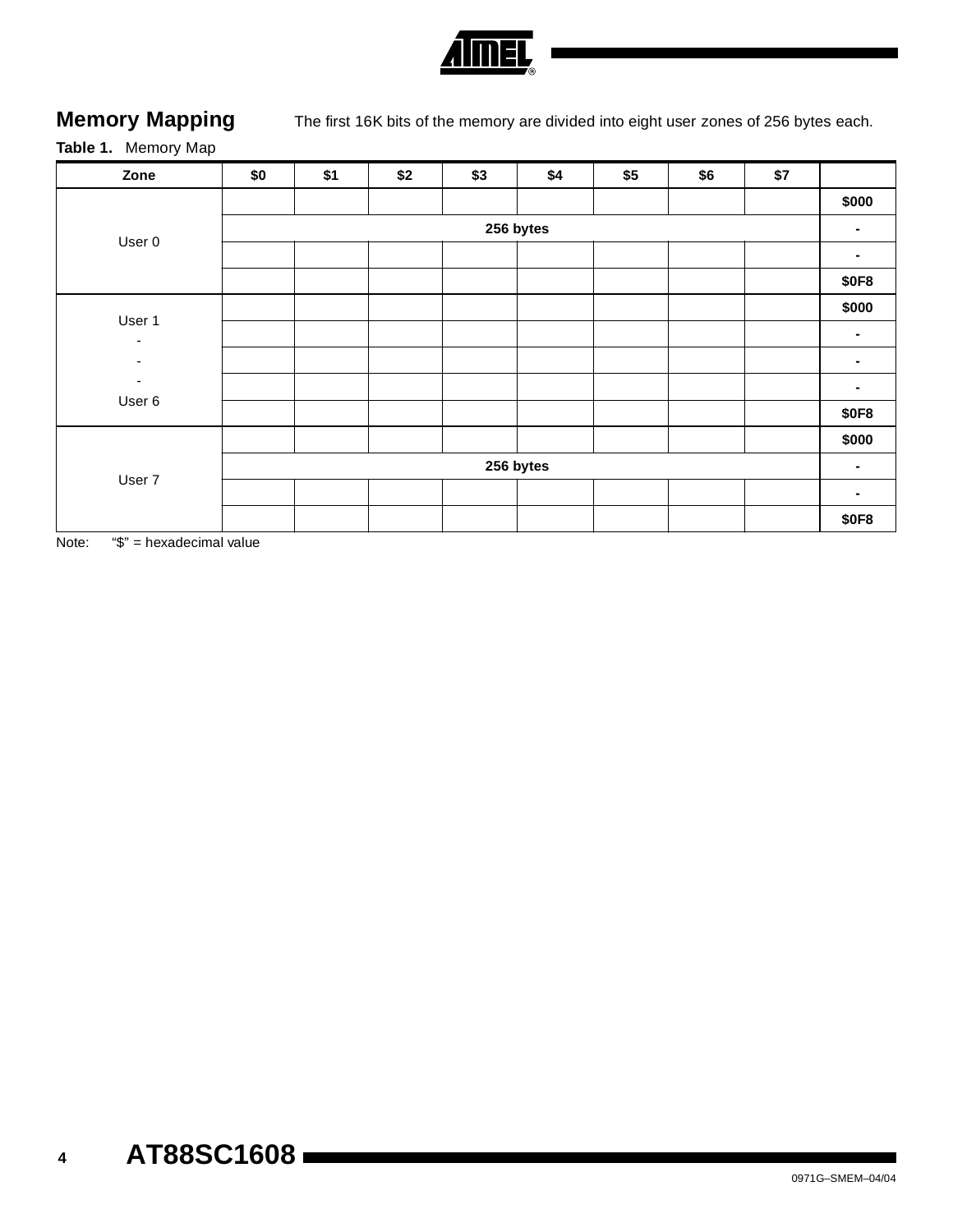## Memory Mapping

The first 16K bits of the memory are divided into eight user zones of 256 bytes each.

**Table 1.** Memory Map

| Zone | $0 | $1 | $2 | $3 | $4 | $5 | $6 | $7 | |
|---|---|---|---|---|---|---|---|---|---|
| User 0 | | | | | | | | | **$000** |
| | **256 bytes** | | | | | | | | **-** |
| | | | | | | | | | **-** |
| | | | | | | | | | **$0F8** |
| User 1<br>-<br>-<br>-<br>User 6 | | | | | | | | | **$000** |
| | | | | | | | | | **-** |
| | | | | | | | | | **-** |
| | | | | | | | | | **-** |
| | | | | | | | | | **$0F8** |
| User 7 | | | | | | | | | **$000** |
| | **256 bytes** | | | | | | | | **-** |
| | | | | | | | | | **-** |
| | | | | | | | | | **$0F8** |

Note: “$” = hexadecimal value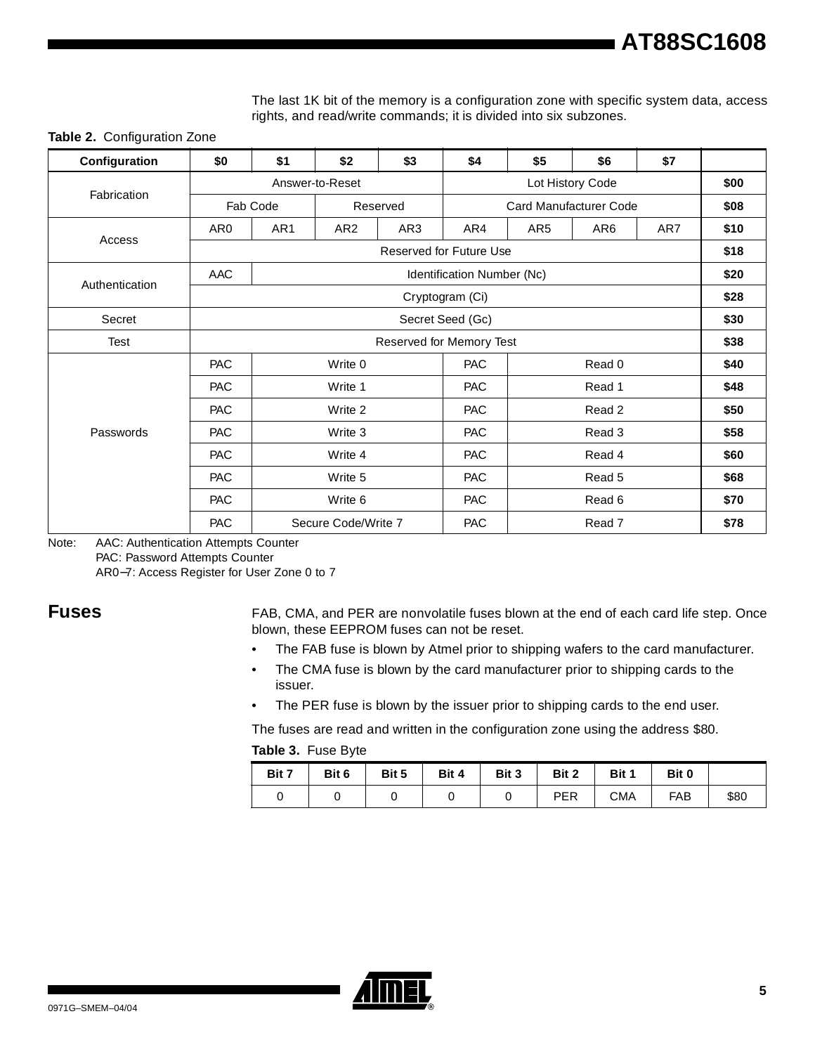The last 1K bit of the memory is a configuration zone with specific system data, access rights, and read/write commands; it is divided into six subzones.

**Table 2.** Configuration Zone

| Configuration | $0 | $1 | $2 | $3 | $4 | $5 | $6 | $7 | |
|---|---|---|---|---|---|---|---|---|---|
| Fabrication | Answer-to-Reset | | | | Lot History Code | | | | $00 |
| | Fab Code | | Reserved | | Card Manufacturer Code | | | | $08 |
| Access | AR0 | AR1 | AR2 | AR3 | AR4 | AR5 | AR6 | AR7 | $10 |
| | Reserved for Future Use | | | | | | | | $18 |
| Authentication | AAC | Identification Number (Nc) | | | | | | | $20 |
| | Cryptogram (Ci) | | | | | | | | $28 |
| Secret | Secret Seed (Gc) | | | | | | | | $30 |
| Test | Reserved for Memory Test | | | | | | | | $38 |
| Passwords | PAC | Write 0 | | | PAC | Read 0 | | | $40 |
| | PAC | Write 1 | | | PAC | Read 1 | | | $48 |
| | PAC | Write 2 | | | PAC | Read 2 | | | $50 |
| | PAC | Write 3 | | | PAC | Read 3 | | | $58 |
| | PAC | Write 4 | | | PAC | Read 4 | | | $60 |
| | PAC | Write 5 | | | PAC | Read 5 | | | $68 |
| | PAC | Write 6 | | | PAC | Read 6 | | | $70 |
| | PAC | Secure Code/Write 7 | | | PAC | Read 7 | | | $78 |

Note: AAC: Authentication Attempts Counter
PAC: Password Attempts Counter
AR0–7: Access Register for User Zone 0 to 7

## Fuses

FAB, CMA, and PER are nonvolatile fuses blown at the end of each card life step. Once blown, these EEPROM fuses can not be reset.

- The FAB fuse is blown by Atmel prior to shipping wafers to the card manufacturer.
- The CMA fuse is blown by the card manufacturer prior to shipping cards to the issuer.
- The PER fuse is blown by the issuer prior to shipping cards to the end user.

The fuses are read and written in the configuration zone using the address $80.

**Table 3.** Fuse Byte

| Bit 7 | Bit 6 | Bit 5 | Bit 4 | Bit 3 | Bit 2 | Bit 1 | Bit 0 | |
|---|---|---|---|---|---|---|---|---|
| 0 | 0 | 0 | 0 | 0 | PER | CMA | FAB | $80 |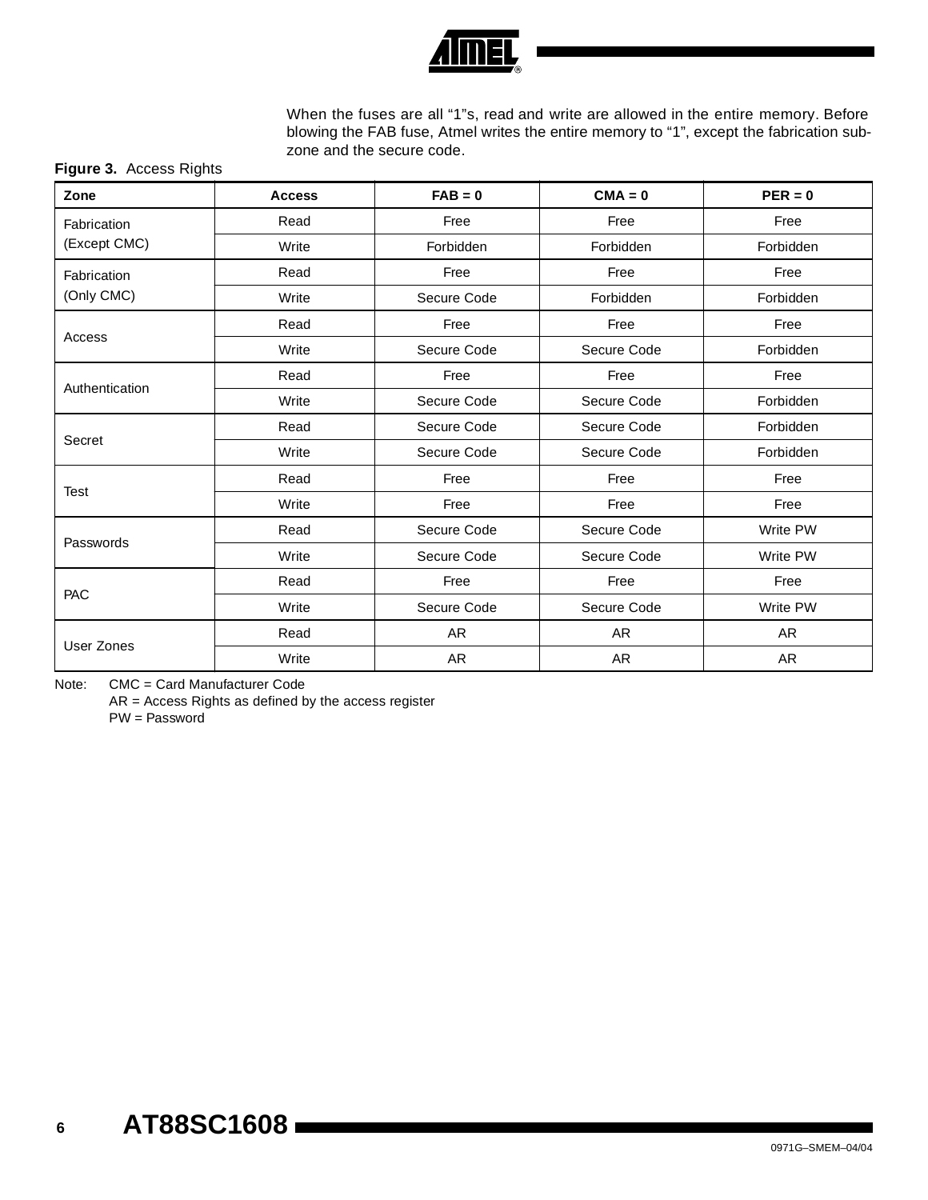When the fuses are all “1”s, read and write are allowed in the entire memory. Before blowing the FAB fuse, Atmel writes the entire memory to “1”, except the fabrication subzone and the secure code.

**Figure 3.** Access Rights

| Zone | Access | FAB = 0 | CMA = 0 | PER = 0 |
|---|---|---|---|---|
| Fabrication (Except CMC) | Read | Free | Free | Free |
| | Write | Forbidden | Forbidden | Forbidden |
| Fabrication (Only CMC) | Read | Free | Free | Free |
| | Write | Secure Code | Forbidden | Forbidden |
| Access | Read | Free | Free | Free |
| | Write | Secure Code | Secure Code | Forbidden |
| Authentication | Read | Free | Free | Free |
| | Write | Secure Code | Secure Code | Forbidden |
| Secret | Read | Secure Code | Secure Code | Forbidden |
| | Write | Secure Code | Secure Code | Forbidden |
| Test | Read | Free | Free | Free |
| | Write | Free | Free | Free |
| Passwords | Read | Secure Code | Secure Code | Write PW |
| | Write | Secure Code | Secure Code | Write PW |
| PAC | Read | Free | Free | Free |
| | Write | Secure Code | Secure Code | Write PW |
| User Zones | Read | AR | AR | AR |
| | Write | AR | AR | AR |

Note: CMC = Card Manufacturer Code
AR = Access Rights as defined by the access register
PW = Password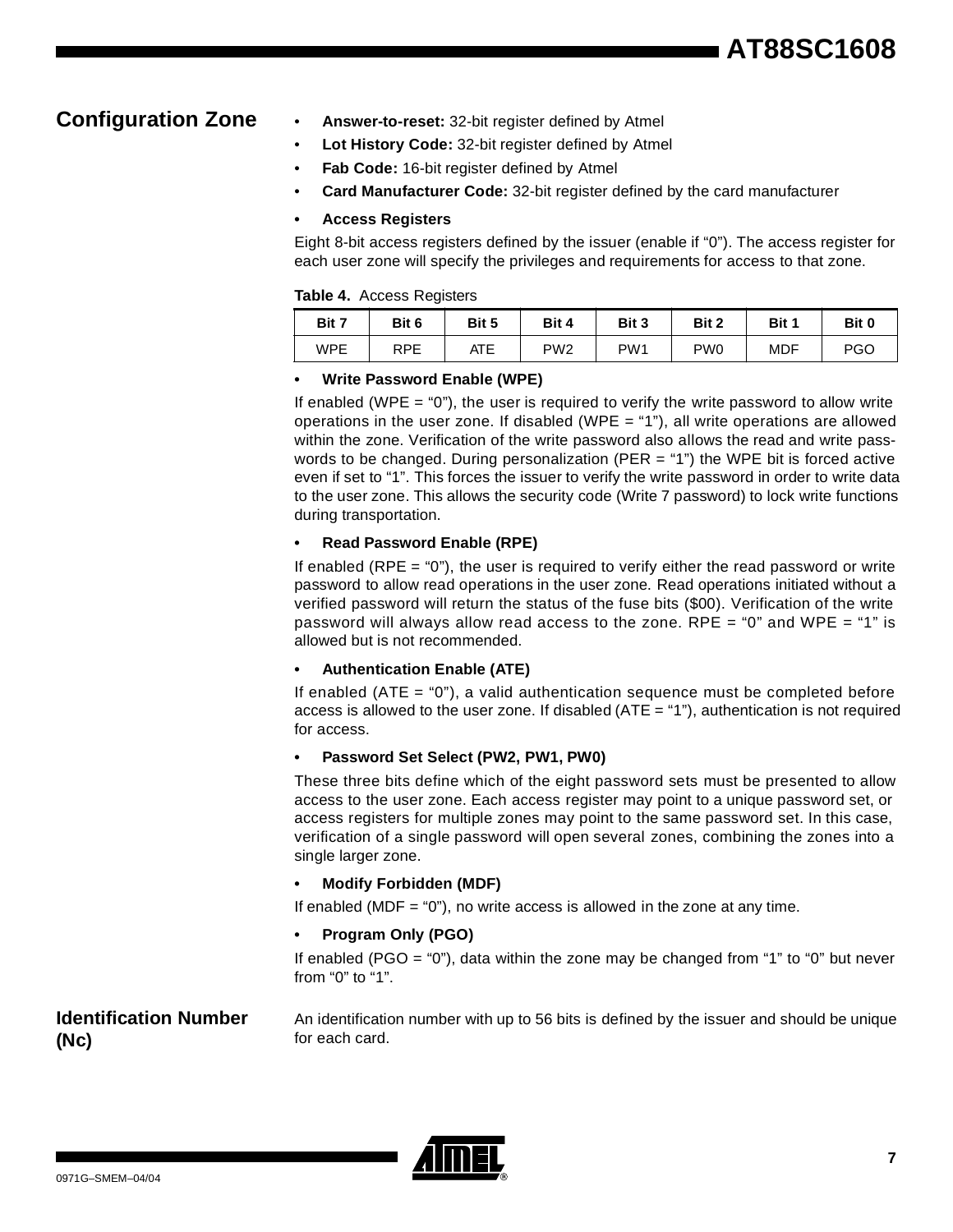## Configuration Zone

- **Answer-to-reset:** 32-bit register defined by Atmel
- **Lot History Code:** 32-bit register defined by Atmel
- **Fab Code:** 16-bit register defined by Atmel
- **Card Manufacturer Code:** 32-bit register defined by the card manufacturer
- **Access Registers**

Eight 8-bit access registers defined by the issuer (enable if "0"). The access register for each user zone will specify the privileges and requirements for access to that zone.

**Table 4.** Access Registers

| Bit 7 | Bit 6 | Bit 5 | Bit 4 | Bit 3 | Bit 2 | Bit 1 | Bit 0 |
|---|---|---|---|---|---|---|---|
| WPE | RPE | ATE | PW2 | PW1 | PW0 | MDF | PGO |

- **Write Password Enable (WPE)**

If enabled (WPE = "0"), the user is required to verify the write password to allow write operations in the user zone. If disabled (WPE = "1"), all write operations are allowed within the zone. Verification of the write password also allows the read and write passwords to be changed. During personalization (PER = "1") the WPE bit is forced active even if set to "1". This forces the issuer to verify the write password in order to write data to the user zone. This allows the security code (Write 7 password) to lock write functions during transportation.

- **Read Password Enable (RPE)**

If enabled (RPE = "0"), the user is required to verify either the read password or write password to allow read operations in the user zone. Read operations initiated without a verified password will return the status of the fuse bits ($00). Verification of the write password will always allow read access to the zone. RPE = "0" and WPE = "1" is allowed but is not recommended.

- **Authentication Enable (ATE)**

If enabled (ATE = "0"), a valid authentication sequence must be completed before access is allowed to the user zone. If disabled (ATE = "1"), authentication is not required for access.

- **Password Set Select (PW2, PW1, PW0)**

These three bits define which of the eight password sets must be presented to allow access to the user zone. Each access register may point to a unique password set, or access registers for multiple zones may point to the same password set. In this case, verification of a single password will open several zones, combining the zones into a single larger zone.

- **Modify Forbidden (MDF)**

If enabled (MDF = "0"), no write access is allowed in the zone at any time.

- **Program Only (PGO)**

If enabled (PGO = "0"), data within the zone may be changed from "1" to "0" but never from "0" to "1".

## Identification Number (Nc)

An identification number with up to 56 bits is defined by the issuer and should be unique for each card.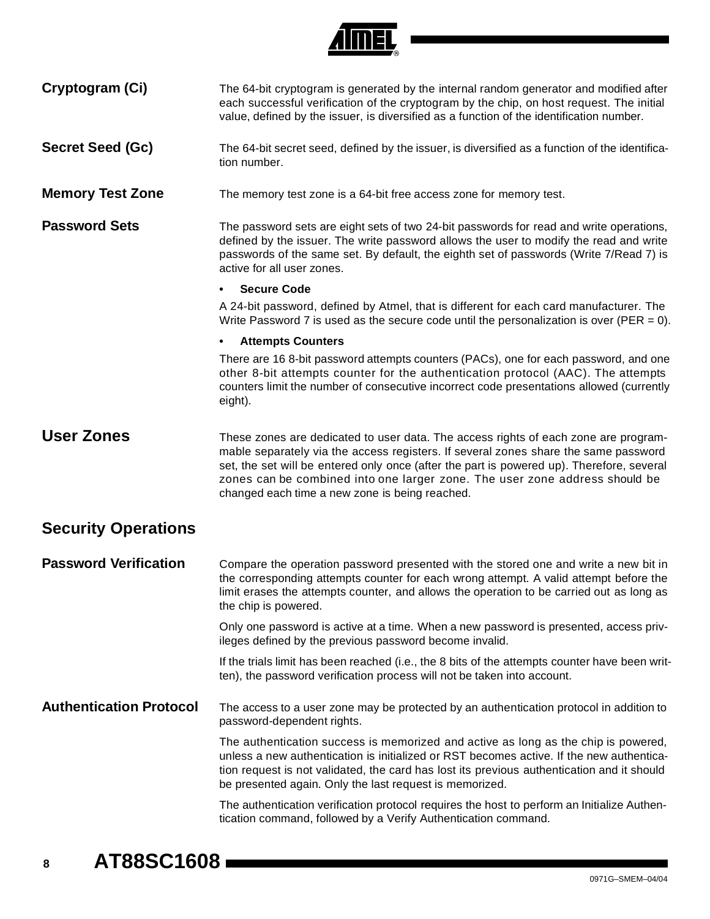### Cryptogram (Ci)

The 64-bit cryptogram is generated by the internal random generator and modified after each successful verification of the cryptogram by the chip, on host request. The initial value, defined by the issuer, is diversified as a function of the identification number.

### Secret Seed (Gc)

The 64-bit secret seed, defined by the issuer, is diversified as a function of the identification number.

### Memory Test Zone

The memory test zone is a 64-bit free access zone for memory test.

### Password Sets

The password sets are eight sets of two 24-bit passwords for read and write operations, defined by the issuer. The write password allows the user to modify the read and write passwords of the same set. By default, the eighth set of passwords (Write 7/Read 7) is active for all user zones.

- **Secure Code**

A 24-bit password, defined by Atmel, that is different for each card manufacturer. The Write Password 7 is used as the secure code until the personalization is over (PER = 0).

- **Attempts Counters**

There are 16 8-bit password attempts counters (PACs), one for each password, and one other 8-bit attempts counter for the authentication protocol (AAC). The attempts counters limit the number of consecutive incorrect code presentations allowed (currently eight).

## User Zones

These zones are dedicated to user data. The access rights of each zone are programmable separately via the access registers. If several zones share the same password set, the set will be entered only once (after the part is powered up). Therefore, several zones can be combined into one larger zone. The user zone address should be changed each time a new zone is being reached.

## Security Operations

### Password Verification

Compare the operation password presented with the stored one and write a new bit in the corresponding attempts counter for each wrong attempt. A valid attempt before the limit erases the attempts counter, and allows the operation to be carried out as long as the chip is powered.

Only one password is active at a time. When a new password is presented, access privileges defined by the previous password become invalid.

If the trials limit has been reached (i.e., the 8 bits of the attempts counter have been written), the password verification process will not be taken into account.

### Authentication Protocol

The access to a user zone may be protected by an authentication protocol in addition to password-dependent rights.

The authentication success is memorized and active as long as the chip is powered, unless a new authentication is initialized or RST becomes active. If the new authentication request is not validated, the card has lost its previous authentication and it should be presented again. Only the last request is memorized.

The authentication verification protocol requires the host to perform an Initialize Authentication command, followed by a Verify Authentication command.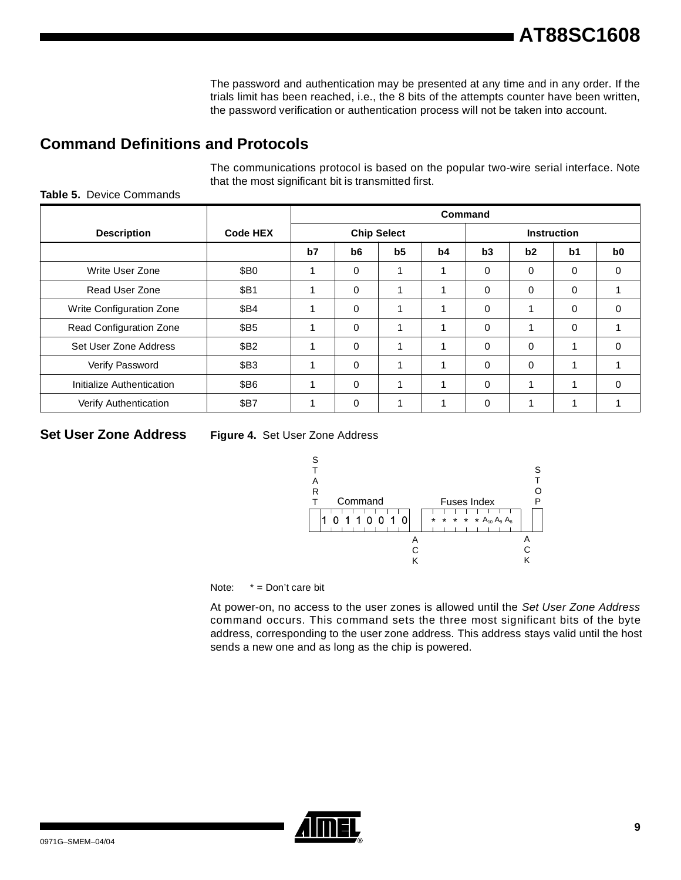The password and authentication may be presented at any time and in any order. If the trials limit has been reached, i.e., the 8 bits of the attempts counter have been written, the password verification or authentication process will not be taken into account.

## Command Definitions and Protocols

The communications protocol is based on the popular two-wire serial interface. Note that the most significant bit is transmitted first.

**Table 5.** Device Commands

| Description | Code HEX | Command | | | | | | | |
|---|---|---|---|---|---|---|---|---|---|
| | | Chip Select | | | | Instruction | | | |
| | | b7 | b6 | b5 | b4 | b3 | b2 | b1 | b0 |
| Write User Zone | $B0 | 1 | 0 | 1 | 1 | 0 | 0 | 0 | 0 |
| Read User Zone | $B1 | 1 | 0 | 1 | 1 | 0 | 0 | 0 | 1 |
| Write Configuration Zone | $B4 | 1 | 0 | 1 | 1 | 0 | 1 | 0 | 0 |
| Read Configuration Zone | $B5 | 1 | 0 | 1 | 1 | 0 | 1 | 0 | 1 |
| Set User Zone Address | $B2 | 1 | 0 | 1 | 1 | 0 | 0 | 1 | 0 |
| Verify Password | $B3 | 1 | 0 | 1 | 1 | 0 | 0 | 1 | 1 |
| Initialize Authentication | $B6 | 1 | 0 | 1 | 1 | 0 | 1 | 1 | 0 |
| Verify Authentication | $B7 | 1 | 0 | 1 | 1 | 0 | 1 | 1 | 1 |

## Set User Zone Address

**Figure 4.** Set User Zone Address

START | Command: 1 0 1 1 0 0 1 0 | ACK | Fuses Index: * * * * * $A_{10}$ $A_9$ $A_8$ | ACK | STOP

Note: * = Don't care bit

At power-on, no access to the user zones is allowed until the *Set User Zone Address* command occurs. This command sets the three most significant bits of the byte address, corresponding to the user zone address. This address stays valid until the host sends a new one and as long as the chip is powered.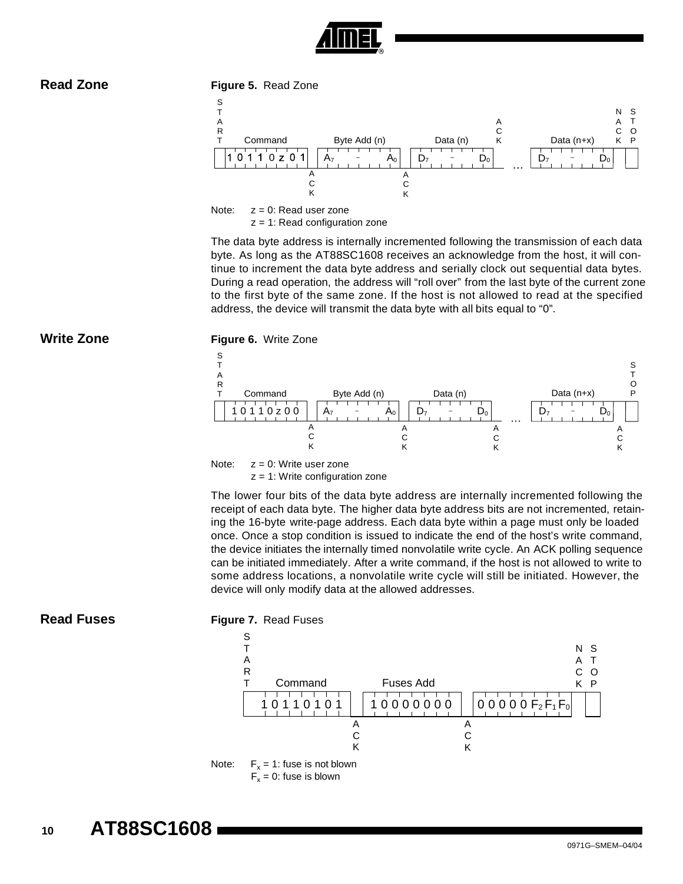## Read Zone

**Figure 5.** Read Zone

| START | Command | | Byte Add (n) | | Data (n) | ACK | ... | Data (n+x) | NACK | STOP |
|---|---|---|---|---|---|---|---|---|---|---|
| | 1 0 1 1 0 z 0 1 | ACK | $A_7$ – $A_0$ | ACK | $D_7$ – $D_0$ | | ... | $D_7$ – $D_0$ | | |

Note: z = 0: Read user zone
z = 1: Read configuration zone

The data byte address is internally incremented following the transmission of each data byte. As long as the AT88SC1608 receives an acknowledge from the host, it will continue to increment the data byte address and serially clock out sequential data bytes. During a read operation, the address will "roll over" from the last byte of the current zone to the first byte of the same zone. If the host is not allowed to read at the specified address, the device will transmit the data byte with all bits equal to "0".

## Write Zone

**Figure 6.** Write Zone

| START | Command | | Byte Add (n) | | Data (n) | | ... | Data (n+x) | | STOP |
|---|---|---|---|---|---|---|---|---|---|---|
| | 1 0 1 1 0 z 0 0 | ACK | $A_7$ – $A_0$ | ACK | $D_7$ – $D_0$ | ACK | ... | $D_7$ – $D_0$ | ACK | |

Note: z = 0: Write user zone
z = 1: Write configuration zone

The lower four bits of the data byte address are internally incremented following the receipt of each data byte. The higher data byte address bits are not incremented, retaining the 16-byte write-page address. Each data byte within a page must only be loaded once. Once a stop condition is issued to indicate the end of the host's write command, the device initiates the internally timed nonvolatile write cycle. An ACK polling sequence can be initiated immediately. After a write command, if the host is not allowed to write to some address locations, a nonvolatile write cycle will still be initiated. However, the device will only modify data at the allowed addresses.

## Read Fuses

**Figure 7.** Read Fuses

| START | Command | | Fuses Add | | | NACK | STOP |
|---|---|---|---|---|---|---|---|
| | 1 0 1 1 0 1 0 1 | ACK | 1 0 0 0 0 0 0 0 | ACK | 0 0 0 0 0 $F_2$ $F_1$ $F_0$ | | |

Note: $F_x$ = 1: fuse is not blown
$F_x$ = 0: fuse is blown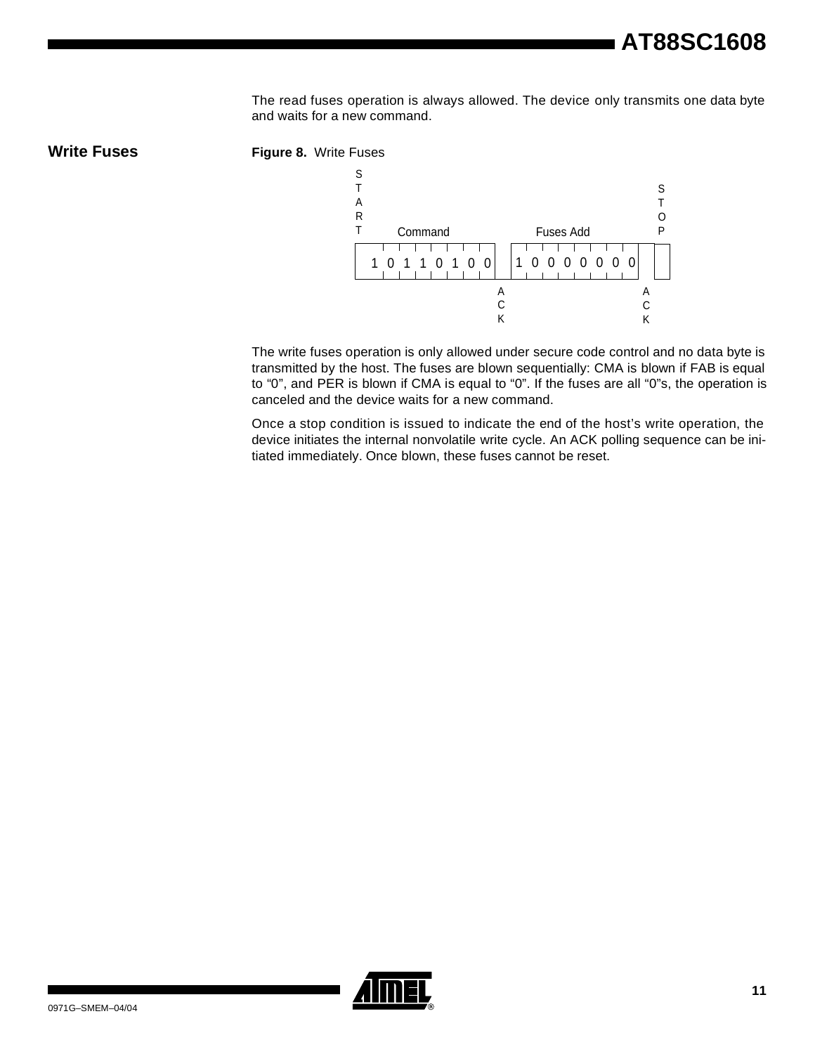The read fuses operation is always allowed. The device only transmits one data byte and waits for a new command.

## Write Fuses

**Figure 8.** Write Fuses

| START | Command | ACK | Fuses Add | ACK | STOP |
|---|---|---|---|---|---|
| | 1 0 1 1 0 1 0 0 | | 1 0 0 0 0 0 0 0 | | |

The write fuses operation is only allowed under secure code control and no data byte is transmitted by the host. The fuses are blown sequentially: CMA is blown if FAB is equal to "0", and PER is blown if CMA is equal to "0". If the fuses are all "0"s, the operation is canceled and the device waits for a new command.

Once a stop condition is issued to indicate the end of the host's write operation, the device initiates the internal nonvolatile write cycle. An ACK polling sequence can be initiated immediately. Once blown, these fuses cannot be reset.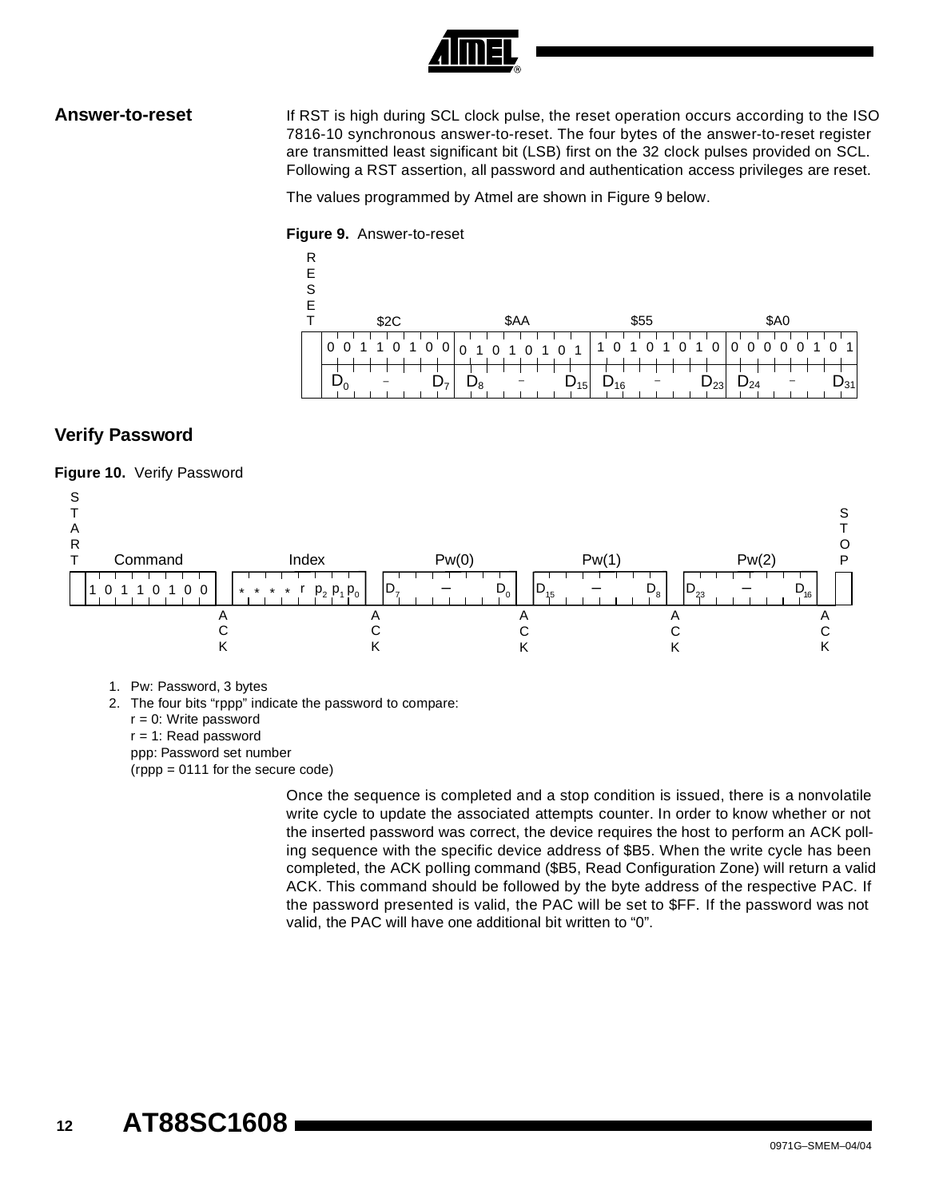## Answer-to-reset

If RST is high during SCL clock pulse, the reset operation occurs according to the ISO 7816-10 synchronous answer-to-reset. The four bytes of the answer-to-reset register are transmitted least significant bit (LSB) first on the 32 clock pulses provided on SCL. Following a RST assertion, all password and authentication access privileges are reset.

The values programmed by Atmel are shown in Figure 9 below.

**Figure 9.** Answer-to-reset

| RESET | \$2C | \$AA | \$55 | \$A0 |
|---|---|---|---|---|
| | 0 0 1 1 0 1 0 0 | 0 1 0 1 0 1 0 1 | 1 0 1 0 1 0 1 0 | 0 0 0 0 0 1 0 1 |
| | $D_0$ – $D_7$ | $D_8$ – $D_{15}$ | $D_{16}$ – $D_{23}$ | $D_{24}$ – $D_{31}$ |

## Verify Password

**Figure 10.** Verify Password

| START | Command | Index | Pw(0) | Pw(1) | Pw(2) | STOP |
|---|---|---|---|---|---|---|
| | 1 0 1 1 0 1 0 0 | * * * * r $p_2$ $p_1$ $p_0$ | $D_7$ – $D_0$ | $D_{15}$ – $D_8$ | $D_{23}$ – $D_{16}$ | |
| | ACK | ACK | ACK | ACK | ACK | |

1. Pw: Password, 3 bytes
2. The four bits "rppp" indicate the password to compare:
   r = 0: Write password
   r = 1: Read password
   ppp: Password set number
   (rppp = 0111 for the secure code)

Once the sequence is completed and a stop condition is issued, there is a nonvolatile write cycle to update the associated attempts counter. In order to know whether or not the inserted password was correct, the device requires the host to perform an ACK polling sequence with the specific device address of \$B5. When the write cycle has been completed, the ACK polling command (\$B5, Read Configuration Zone) will return a valid ACK. This command should be followed by the byte address of the respective PAC. If the password presented is valid, the PAC will be set to \$FF. If the password was not valid, the PAC will have one additional bit written to "0".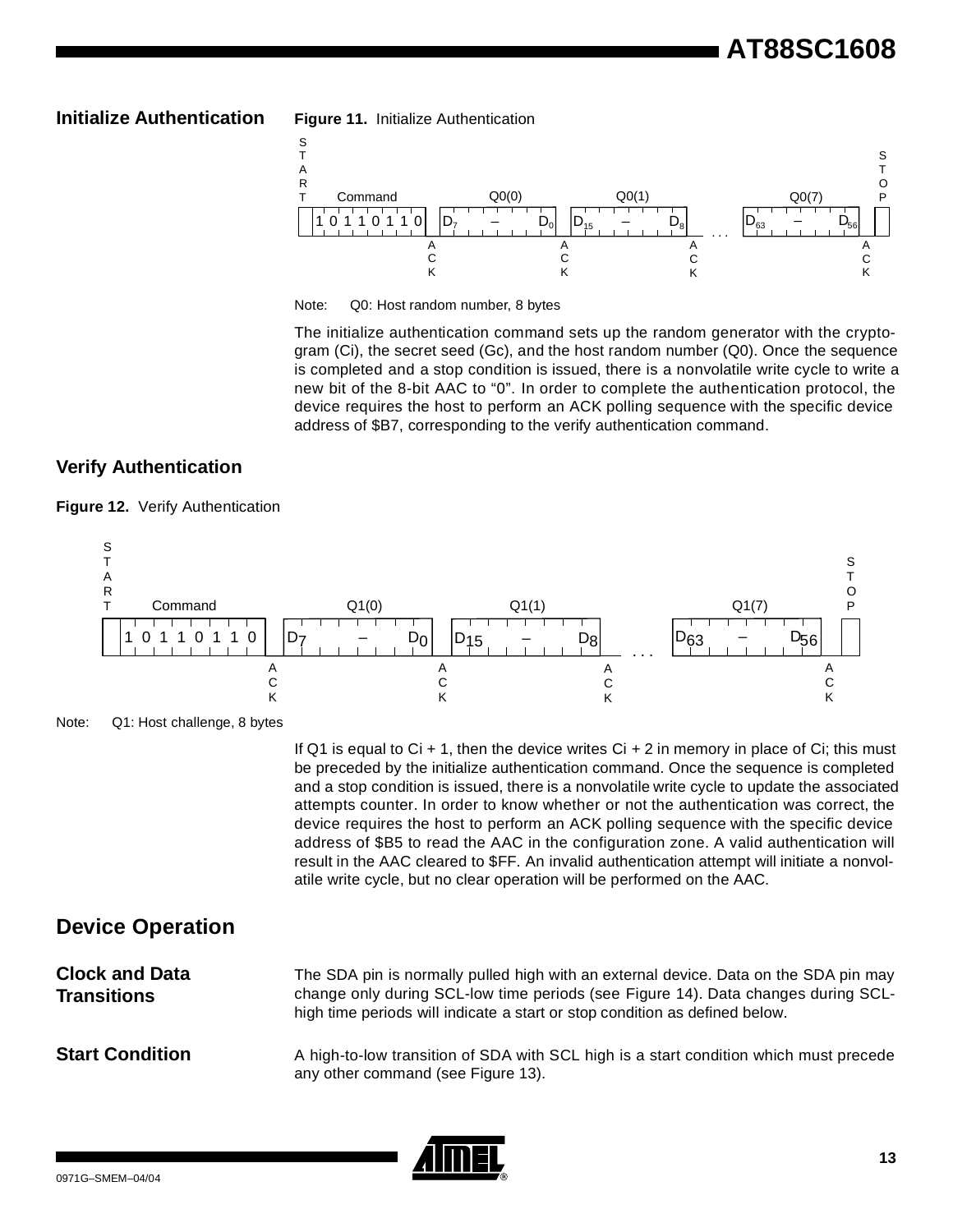## Initialize Authentication

**Figure 11.** Initialize Authentication

| START | Command | | Q0(0) | | Q0(1) | | ... | Q0(7) | | STOP |
|---|---|---|---|---|---|---|---|---|---|---|
| | 1 0 1 1 0 1 1 0 | ACK | $D_7$ – $D_0$ | ACK | $D_{15}$ – $D_8$ | ACK | ... | $D_{63}$ – $D_{56}$ | ACK | |

Note: Q0: Host random number, 8 bytes

The initialize authentication command sets up the random generator with the cryptogram (Ci), the secret seed (Gc), and the host random number (Q0). Once the sequence is completed and a stop condition is issued, there is a nonvolatile write cycle to write a new bit of the 8-bit AAC to "0". In order to complete the authentication protocol, the device requires the host to perform an ACK polling sequence with the specific device address of $B7, corresponding to the verify authentication command.

## Verify Authentication

**Figure 12.** Verify Authentication

| START | Command | | Q1(0) | | Q1(1) | | ... | Q1(7) | | STOP |
|---|---|---|---|---|---|---|---|---|---|---|
| | 1 0 1 1 0 1 1 0 | ACK | $D_7$ – $D_0$ | ACK | $D_{15}$ – $D_8$ | ACK | ... | $D_{63}$ – $D_{56}$ | ACK | |

Note: Q1: Host challenge, 8 bytes

If Q1 is equal to Ci + 1, then the device writes Ci + 2 in memory in place of Ci; this must be preceded by the initialize authentication command. Once the sequence is completed and a stop condition is issued, there is a nonvolatile write cycle to update the associated attempts counter. In order to know whether or not the authentication was correct, the device requires the host to perform an ACK polling sequence with the specific device address of $B5 to read the AAC in the configuration zone. A valid authentication will result in the AAC cleared to $FF. An invalid authentication attempt will initiate a nonvolatile write cycle, but no clear operation will be performed on the AAC.

# Device Operation

## Clock and Data Transitions

The SDA pin is normally pulled high with an external device. Data on the SDA pin may change only during SCL-low time periods (see Figure 14). Data changes during SCL-high time periods will indicate a start or stop condition as defined below.

## Start Condition

A high-to-low transition of SDA with SCL high is a start condition which must precede any other command (see Figure 13).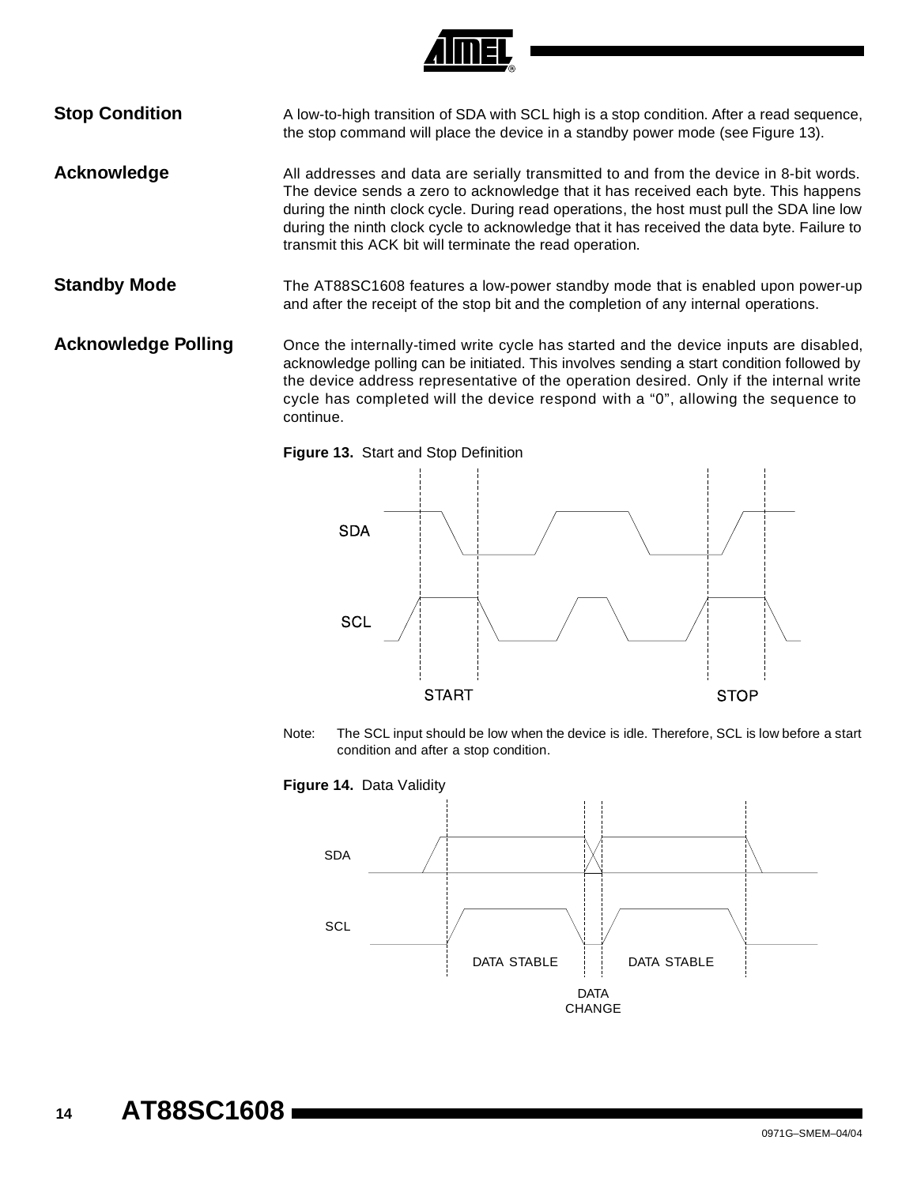## Stop Condition

A low-to-high transition of SDA with SCL high is a stop condition. After a read sequence, the stop command will place the device in a standby power mode (see Figure 13).

## Acknowledge

All addresses and data are serially transmitted to and from the device in 8-bit words. The device sends a zero to acknowledge that it has received each byte. This happens during the ninth clock cycle. During read operations, the host must pull the SDA line low during the ninth clock cycle to acknowledge that it has received the data byte. Failure to transmit this ACK bit will terminate the read operation.

## Standby Mode

The AT88SC1608 features a low-power standby mode that is enabled upon power-up and after the receipt of the stop bit and the completion of any internal operations.

## Acknowledge Polling

Once the internally-timed write cycle has started and the device inputs are disabled, acknowledge polling can be initiated. This involves sending a start condition followed by the device address representative of the operation desired. Only if the internal write cycle has completed will the device respond with a "0", allowing the sequence to continue.

**Figure 13.** Start and Stop Definition

Note: The SCL input should be low when the device is idle. Therefore, SCL is low before a start condition and after a stop condition.

**Figure 14.** Data Validity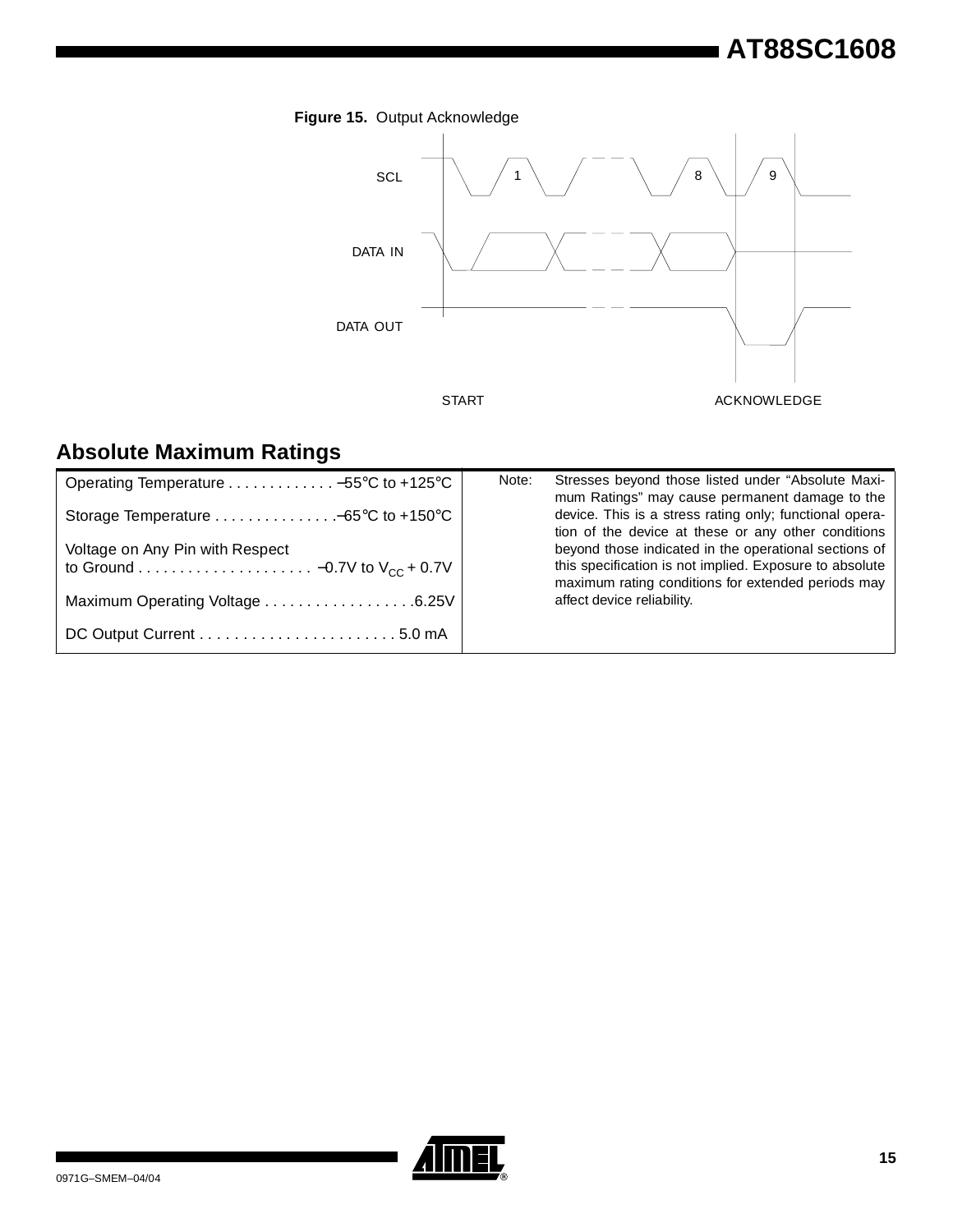**Figure 15.** Output Acknowledge

## Absolute Maximum Ratings

| | |
|---|---|
| Operating Temperature . . . . . . . . . . . . . –55°C to +125°C | Note: Stresses beyond those listed under “Absolute Maximum Ratings” may cause permanent damage to the device. This is a stress rating only; functional operation of the device at these or any other conditions beyond those indicated in the operational sections of this specification is not implied. Exposure to absolute maximum rating conditions for extended periods may affect device reliability. |
| Storage Temperature . . . . . . . . . . . . . . .–65°C to +150°C | |
| Voltage on Any Pin with Respect to Ground . . . . . . . . . . . . . . . . . . . . . –0.7V to $V_{CC}$ + 0.7V | |
| Maximum Operating Voltage . . . . . . . . . . . . . . . . . .6.25V | |
| DC Output Current . . . . . . . . . . . . . . . . . . . . . . . 5.0 mA | |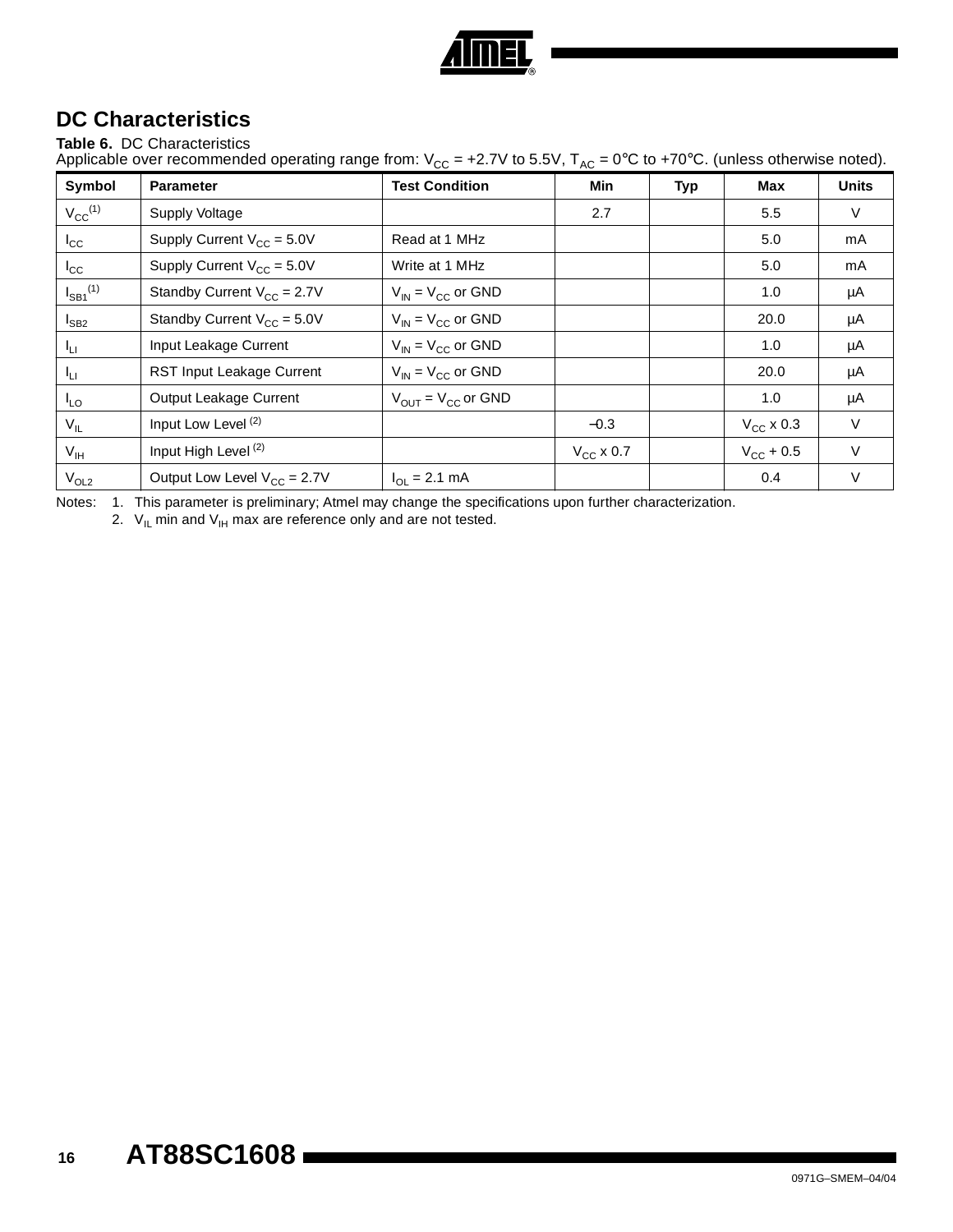## DC Characteristics

**Table 6.** DC Characteristics
Applicable over recommended operating range from: $V_{CC}$ = +2.7V to 5.5V, $T_{AC}$ = 0°C to +70°C. (unless otherwise noted).

| Symbol | Parameter | Test Condition | Min | Typ | Max | Units |
|---|---|---|---|---|---|---|
| $V_{CC}$[1] | Supply Voltage | | 2.7 | | 5.5 | V |
| $I_{CC}$ | Supply Current $V_{CC}$ = 5.0V | Read at 1 MHz | | | 5.0 | mA |
| $I_{CC}$ | Supply Current $V_{CC}$ = 5.0V | Write at 1 MHz | | | 5.0 | mA |
| $I_{SB1}$[1] | Standby Current $V_{CC}$ = 2.7V | $V_{IN}$ = $V_{CC}$ or GND | | | 1.0 | µA |
| $I_{SB2}$ | Standby Current $V_{CC}$ = 5.0V | $V_{IN}$ = $V_{CC}$ or GND | | | 20.0 | µA |
| $I_{LI}$ | Input Leakage Current | $V_{IN}$ = $V_{CC}$ or GND | | | 1.0 | µA |
| $I_{LI}$ | RST Input Leakage Current | $V_{IN}$ = $V_{CC}$ or GND | | | 20.0 | µA |
| $I_{LO}$ | Output Leakage Current | $V_{OUT}$ = $V_{CC}$ or GND | | | 1.0 | µA |
| $V_{IL}$ | Input Low Level [2] | | –0.3 | | $V_{CC}$ x 0.3 | V |
| $V_{IH}$ | Input High Level [2] | | $V_{CC}$ x 0.7 | | $V_{CC}$ + 0.5 | V |
| $V_{OL2}$ | Output Low Level $V_{CC}$ = 2.7V | $I_{OL}$ = 2.1 mA | | | 0.4 | V |

Notes: 1. This parameter is preliminary; Atmel may change the specifications upon further characterization.
2. $V_{IL}$ min and $V_{IH}$ max are reference only and are not tested.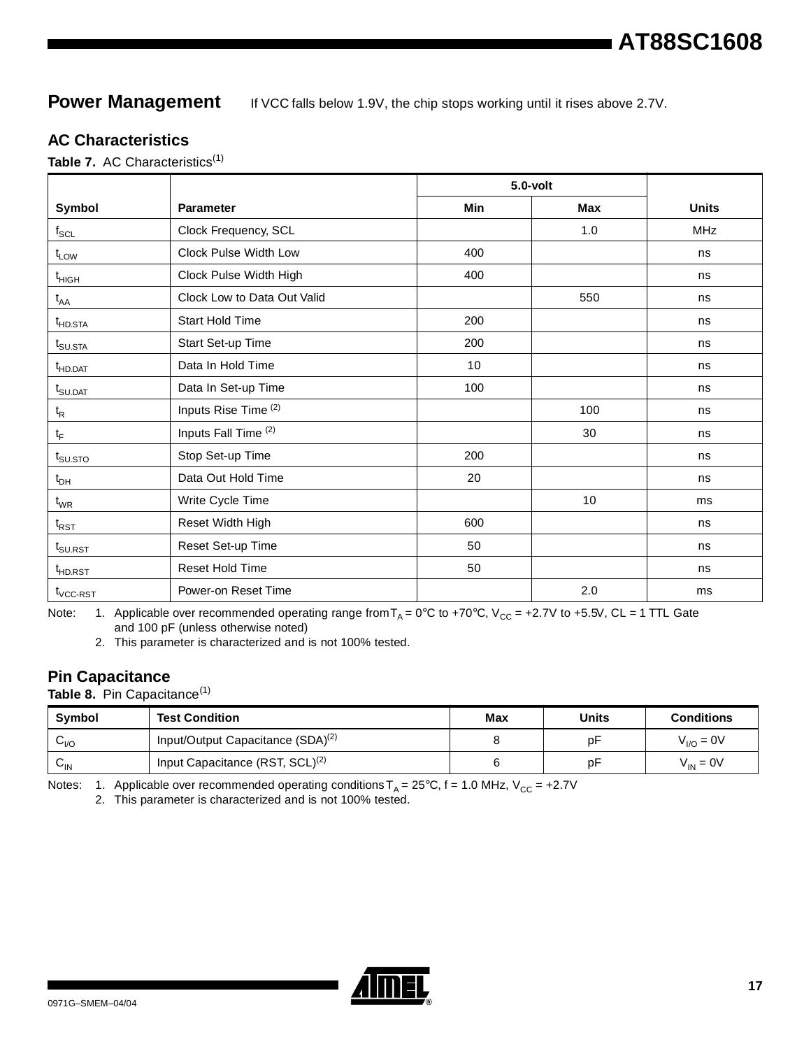## Power Management

If VCC falls below 1.9V, the chip stops working until it rises above 2.7V.

### AC Characteristics

**Table 7.** AC Characteristics[1]

| | | 5.0-volt | | |
|---|---|---|---|---|
| Symbol | Parameter | Min | Max | Units |
| $f_{SCL}$ | Clock Frequency, SCL | | 1.0 | MHz |
| $t_{LOW}$ | Clock Pulse Width Low | 400 | | ns |
| $t_{HIGH}$ | Clock Pulse Width High | 400 | | ns |
| $t_{AA}$ | Clock Low to Data Out Valid | | 550 | ns |
| $t_{HD.STA}$ | Start Hold Time | 200 | | ns |
| $t_{SU.STA}$ | Start Set-up Time | 200 | | ns |
| $t_{HD.DAT}$ | Data In Hold Time | 10 | | ns |
| $t_{SU.DAT}$ | Data In Set-up Time | 100 | | ns |
| $t_R$ | Inputs Rise Time [2] | | 100 | ns |
| $t_F$ | Inputs Fall Time [2] | | 30 | ns |
| $t_{SU.STO}$ | Stop Set-up Time | 200 | | ns |
| $t_{DH}$ | Data Out Hold Time | 20 | | ns |
| $t_{WR}$ | Write Cycle Time | | 10 | ms |
| $t_{RST}$ | Reset Width High | 600 | | ns |
| $t_{SU.RST}$ | Reset Set-up Time | 50 | | ns |
| $t_{HD.RST}$ | Reset Hold Time | 50 | | ns |
| $t_{VCC\text{-}RST}$ | Power-on Reset Time | | 2.0 | ms |

Note: 1. Applicable over recommended operating range from $T_A$ = 0°C to +70°C, $V_{CC}$ = +2.7V to +5.5V, CL = 1 TTL Gate and 100 pF (unless otherwise noted)

2. This parameter is characterized and is not 100% tested.

### Pin Capacitance

**Table 8.** Pin Capacitance[1]

| Symbol | Test Condition | Max | Units | Conditions |
|---|---|---|---|---|
| $C_{I/O}$ | Input/Output Capacitance (SDA)[2] | 8 | pF | $V_{I/O}$ = 0V |
| $C_{IN}$ | Input Capacitance (RST, SCL)[2] | 6 | pF | $V_{IN}$ = 0V |

Notes: 1. Applicable over recommended operating conditions $T_A$ = 25°C, f = 1.0 MHz, $V_{CC}$ = +2.7V

2. This parameter is characterized and is not 100% tested.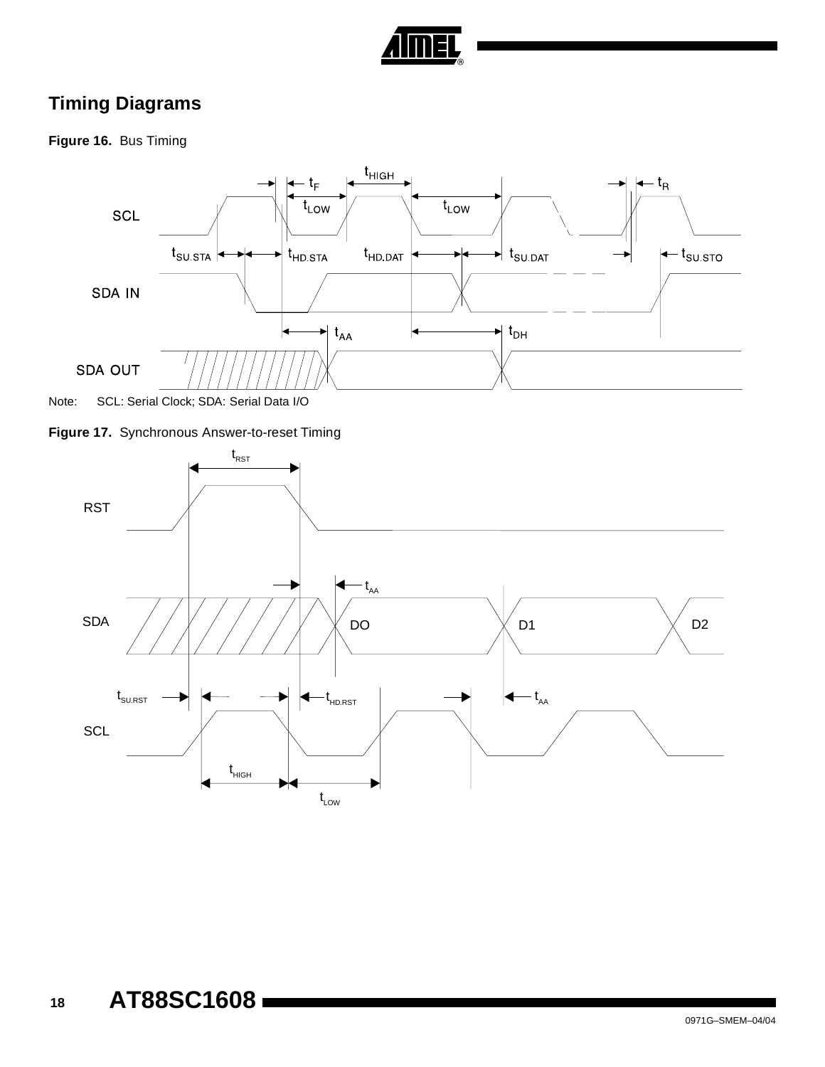## Timing Diagrams

**Figure 16.** Bus Timing

Note: SCL: Serial Clock; SDA: Serial Data I/O

**Figure 17.** Synchronous Answer-to-reset Timing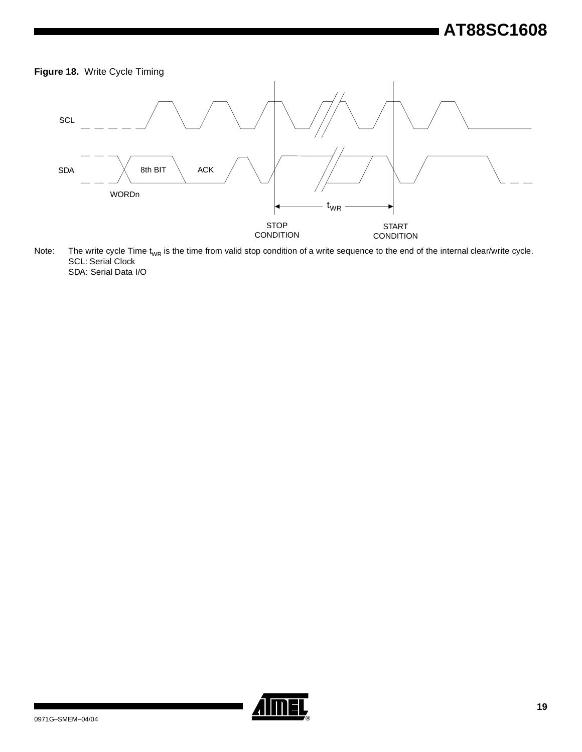**Figure 18.** Write Cycle Timing

SCL

SDA

8th BIT

ACK

WORDn

$t_{WR}$

STOP CONDITION

START CONDITION

Note: The write cycle Time $t_{WR}$ is the time from valid stop condition of a write sequence to the end of the internal clear/write cycle.
SCL: Serial Clock
SDA: Serial Data I/O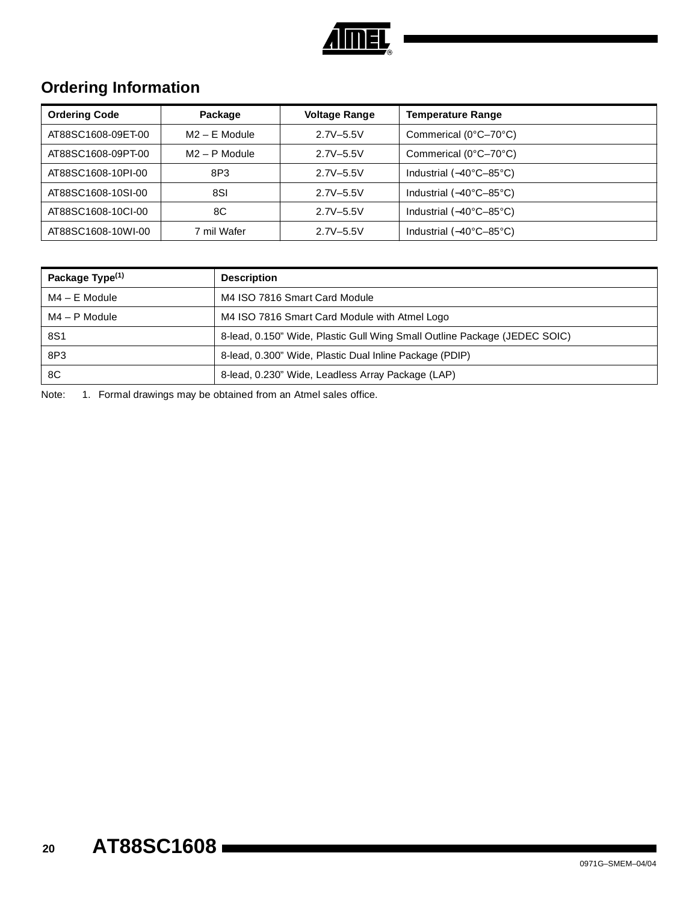## Ordering Information

| Ordering Code | Package | Voltage Range | Temperature Range |
|---|---|---|---|
| AT88SC1608-09ET-00 | M2 – E Module | 2.7V–5.5V | Commerical (0°C–70°C) |
| AT88SC1608-09PT-00 | M2 – P Module | 2.7V–5.5V | Commerical (0°C–70°C) |
| AT88SC1608-10PI-00 | 8P3 | 2.7V–5.5V | Industrial (−40°C–85°C) |
| AT88SC1608-10SI-00 | 8SI | 2.7V–5.5V | Industrial (−40°C–85°C) |
| AT88SC1608-10CI-00 | 8C | 2.7V–5.5V | Industrial (−40°C–85°C) |
| AT88SC1608-10WI-00 | 7 mil Wafer | 2.7V–5.5V | Industrial (−40°C–85°C) |

| Package Type[(1)] | Description |
|---|---|
| M4 – E Module | M4 ISO 7816 Smart Card Module |
| M4 – P Module | M4 ISO 7816 Smart Card Module with Atmel Logo |
| 8S1 | 8-lead, 0.150" Wide, Plastic Gull Wing Small Outline Package (JEDEC SOIC) |
| 8P3 | 8-lead, 0.300" Wide, Plastic Dual Inline Package (PDIP) |
| 8C | 8-lead, 0.230" Wide, Leadless Array Package (LAP) |

Note: 1. Formal drawings may be obtained from an Atmel sales office.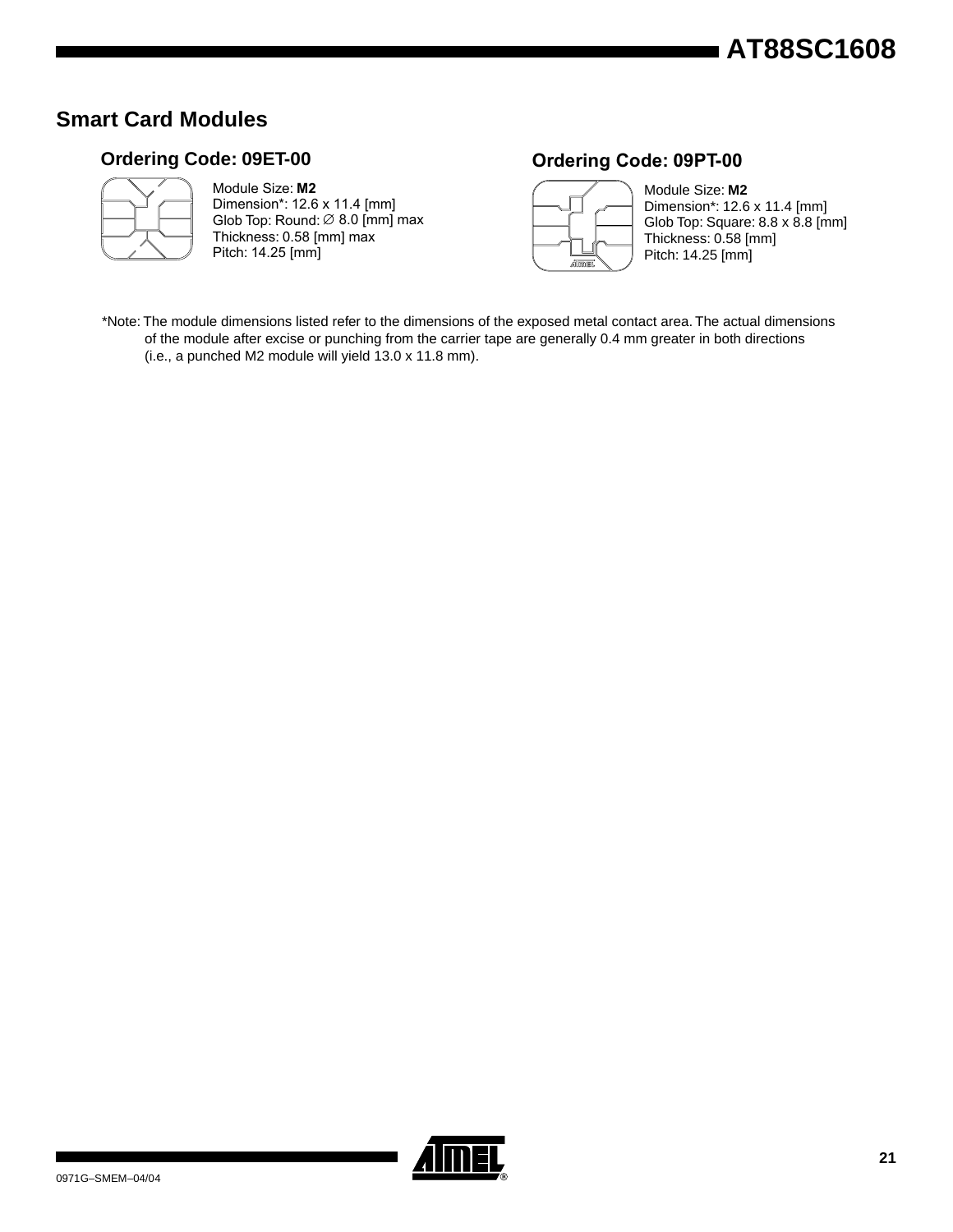## Smart Card Modules

### Ordering Code: 09ET-00

Module Size: **M2**
Dimension*: 12.6 x 11.4 [mm]
Glob Top: Round: ∅ 8.0 [mm] max
Thickness: 0.58 [mm] max
Pitch: 14.25 [mm]

### Ordering Code: 09PT-00

Module Size: **M2**
Dimension*: 12.6 x 11.4 [mm]
Glob Top: Square: 8.8 x 8.8 [mm]
Thickness: 0.58 [mm]
Pitch: 14.25 [mm]

*Note: The module dimensions listed refer to the dimensions of the exposed metal contact area. The actual dimensions of the module after excise or punching from the carrier tape are generally 0.4 mm greater in both directions (i.e., a punched M2 module will yield 13.0 x 11.8 mm).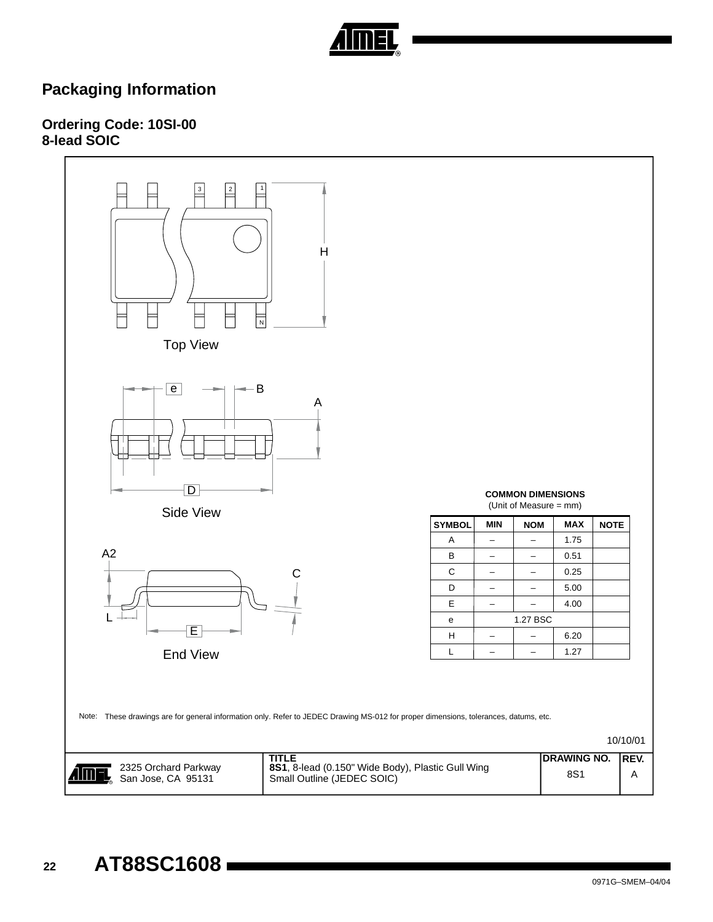## Packaging Information

### Ordering Code: 10SI-00
### 8-lead SOIC

Top View

Side View

End View

**COMMON DIMENSIONS**
(Unit of Measure = mm)

| SYMBOL | MIN | NOM | MAX | NOTE |
|---|---|---|---|---|
| A | – | – | 1.75 | |
| B | – | – | 0.51 | |
| C | – | – | 0.25 | |
| D | – | – | 5.00 | |
| E | – | – | 4.00 | |
| e | 1.27 BSC | | | |
| H | – | – | 6.20 | |
| L | – | – | 1.27 | |

Note: These drawings are for general information only. Refer to JEDEC Drawing MS-012 for proper dimensions, tolerances, datums, etc.

10/10/01

| | TITLE | DRAWING NO. | REV. |
|---|---|---|---|
| 2325 Orchard Parkway San Jose, CA 95131 | **8S1**, 8-lead (0.150" Wide Body), Plastic Gull Wing Small Outline (JEDEC SOIC) | 8S1 | A |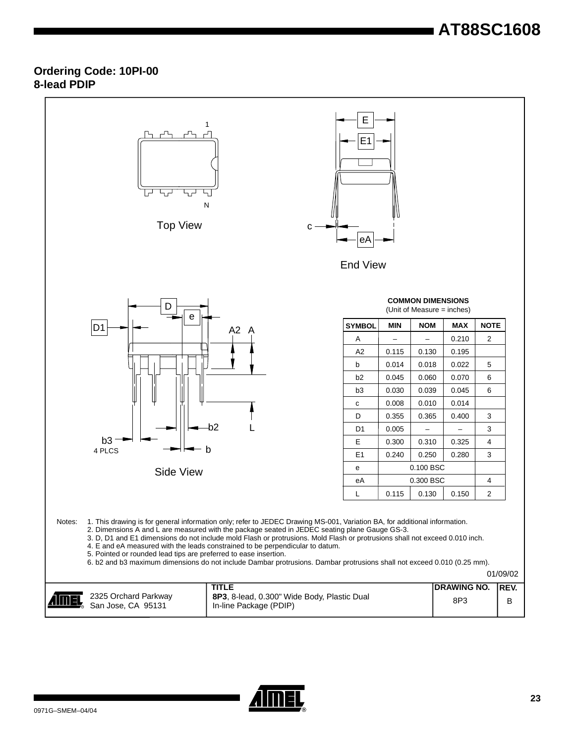## Ordering Code: 10PI-00
## 8-lead PDIP

Top View

End View

Side View

**COMMON DIMENSIONS**
(Unit of Measure = inches)

| SYMBOL | MIN | NOM | MAX | NOTE |
|---|---|---|---|---|
| A | – | – | 0.210 | 2 |
| A2 | 0.115 | 0.130 | 0.195 | |
| b | 0.014 | 0.018 | 0.022 | 5 |
| b2 | 0.045 | 0.060 | 0.070 | 6 |
| b3 | 0.030 | 0.039 | 0.045 | 6 |
| c | 0.008 | 0.010 | 0.014 | |
| D | 0.355 | 0.365 | 0.400 | 3 |
| D1 | 0.005 | – | – | 3 |
| E | 0.300 | 0.310 | 0.325 | 4 |
| E1 | 0.240 | 0.250 | 0.280 | 3 |
| e | 0.100 BSC | | | |
| eA | 0.300 BSC | | | 4 |
| L | 0.115 | 0.130 | 0.150 | 2 |

Notes:
1. This drawing is for general information only; refer to JEDEC Drawing MS-001, Variation BA, for additional information.
2. Dimensions A and L are measured with the package seated in JEDEC seating plane Gauge GS-3.
3. D, D1 and E1 dimensions do not include mold Flash or protrusions. Mold Flash or protrusions shall not exceed 0.010 inch.
4. E and eA measured with the leads constrained to be perpendicular to datum.
5. Pointed or rounded lead tips are preferred to ease insertion.
6. b2 and b3 maximum dimensions do not include Dambar protrusions. Dambar protrusions shall not exceed 0.010 (0.25 mm).

01/09/02

| | TITLE | DRAWING NO. | REV. |
|---|---|---|---|
| 2325 Orchard Parkway San Jose, CA 95131 | **8P3**, 8-lead, 0.300" Wide Body, Plastic Dual In-line Package (PDIP) | 8P3 | B |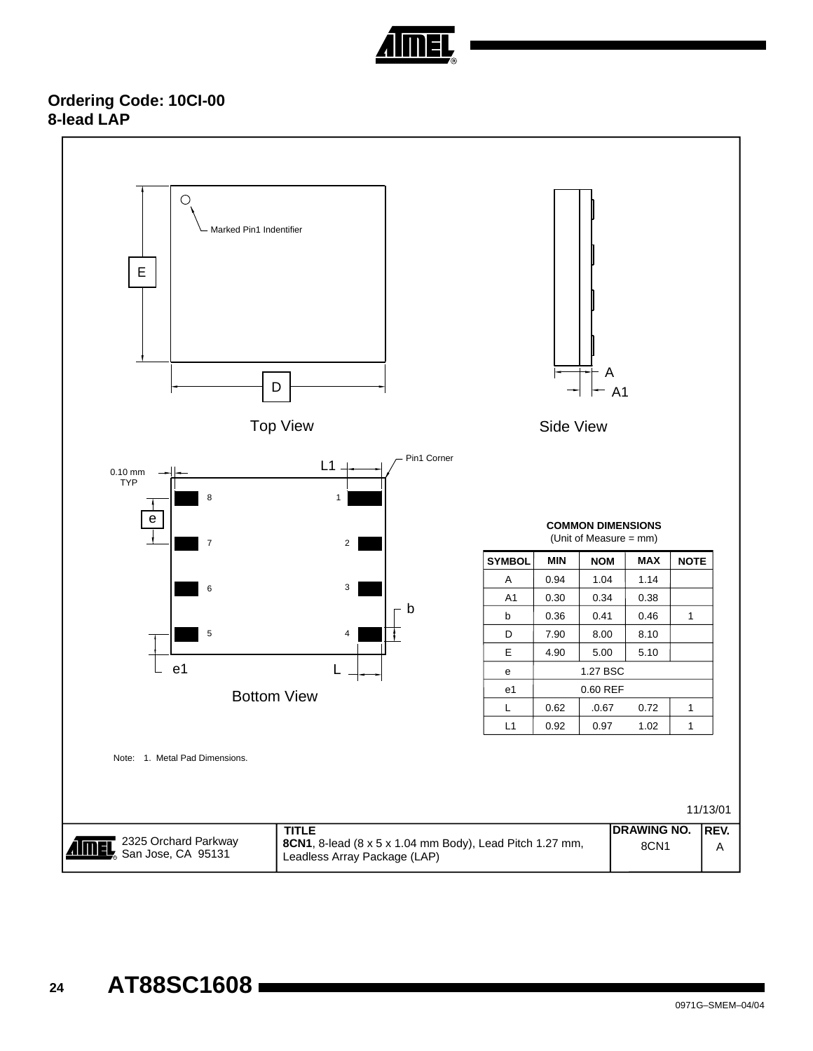## Ordering Code: 10CI-00
## 8-lead LAP

Marked Pin1 Indentifier

E

D

Top View

A

A1

Side View

Pin1 Corner

L1

0.10 mm TYP

e

b

e1

L

Bottom View

**COMMON DIMENSIONS**
(Unit of Measure = mm)

| SYMBOL | MIN | NOM | MAX | NOTE |
|---|---|---|---|---|
| A | 0.94 | 1.04 | 1.14 | |
| A1 | 0.30 | 0.34 | 0.38 | |
| b | 0.36 | 0.41 | 0.46 | 1 |
| D | 7.90 | 8.00 | 8.10 | |
| E | 4.90 | 5.00 | 5.10 | |
| e | | 1.27 BSC | | |
| e1 | | 0.60 REF | | |
| L | 0.62 | .0.67 | 0.72 | 1 |
| L1 | 0.92 | 0.97 | 1.02 | 1 |

Note: 1. Metal Pad Dimensions.

11/13/01

| | TITLE | DRAWING NO. | REV. |
|---|---|---|---|
| 2325 Orchard Parkway San Jose, CA 95131 | **8CN1**, 8-lead (8 x 5 x 1.04 mm Body), Lead Pitch 1.27 mm, Leadless Array Package (LAP) | 8CN1 | A |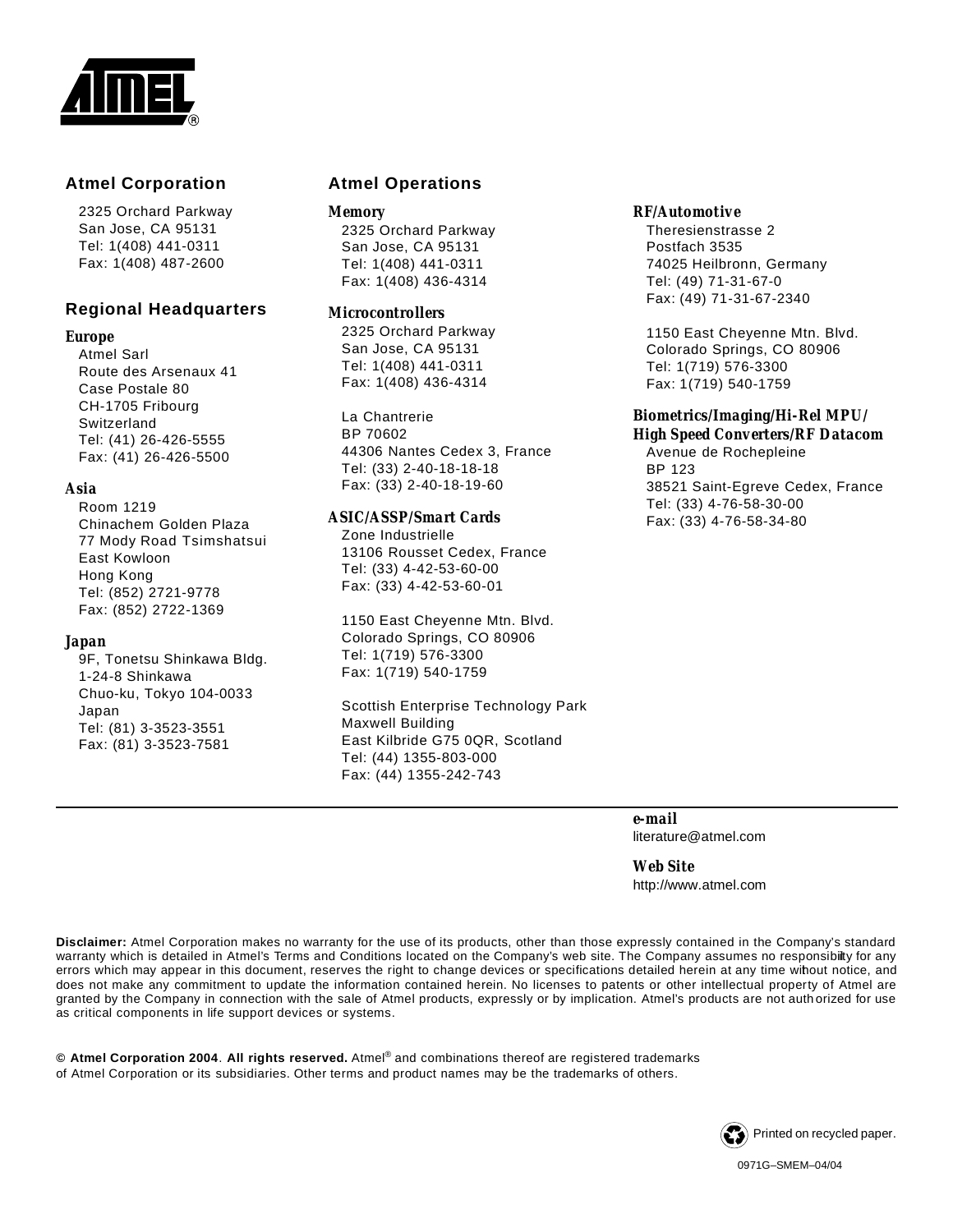## Atmel Corporation

2325 Orchard Parkway
San Jose, CA 95131
Tel: 1(408) 441-0311
Fax: 1(408) 487-2600

## Regional Headquarters

**Europe**
Atmel Sarl
Route des Arsenaux 41
Case Postale 80
CH-1705 Fribourg
Switzerland
Tel: (41) 26-426-5555
Fax: (41) 26-426-5500

**Asia**
Room 1219
Chinachem Golden Plaza
77 Mody Road Tsimshatsui
East Kowloon
Hong Kong
Tel: (852) 2721-9778
Fax: (852) 2722-1369

**Japan**
9F, Tonetsu Shinkawa Bldg.
1-24-8 Shinkawa
Chuo-ku, Tokyo 104-0033
Japan
Tel: (81) 3-3523-3551
Fax: (81) 3-3523-7581

## Atmel Operations

**Memory**
2325 Orchard Parkway
San Jose, CA 95131
Tel: 1(408) 441-0311
Fax: 1(408) 436-4314

**Microcontrollers**
2325 Orchard Parkway
San Jose, CA 95131
Tel: 1(408) 441-0311
Fax: 1(408) 436-4314

La Chantrerie
BP 70602
44306 Nantes Cedex 3, France
Tel: (33) 2-40-18-18-18
Fax: (33) 2-40-18-19-60

**ASIC/ASSP/Smart Cards**
Zone Industrielle
13106 Rousset Cedex, France
Tel: (33) 4-42-53-60-00
Fax: (33) 4-42-53-60-01

1150 East Cheyenne Mtn. Blvd.
Colorado Springs, CO 80906
Tel: 1(719) 576-3300
Fax: 1(719) 540-1759

Scottish Enterprise Technology Park
Maxwell Building
East Kilbride G75 0QR, Scotland
Tel: (44) 1355-803-000
Fax: (44) 1355-242-743

**RF/Automotive**
Theresienstrasse 2
Postfach 3535
74025 Heilbronn, Germany
Tel: (49) 71-31-67-0
Fax: (49) 71-31-67-2340

1150 East Cheyenne Mtn. Blvd.
Colorado Springs, CO 80906
Tel: 1(719) 576-3300
Fax: 1(719) 540-1759

**Biometrics/Imaging/Hi-Rel MPU/ High Speed Converters/RF Datacom**
Avenue de Rochepleine
BP 123
38521 Saint-Egreve Cedex, France
Tel: (33) 4-76-58-30-00
Fax: (33) 4-76-58-34-80

---

**e-mail**
literature@atmel.com

**Web Site**
http://www.atmel.com

**Disclaimer:** Atmel Corporation makes no warranty for the use of its products, other than those expressly contained in the Company's standard warranty which is detailed in Atmel's Terms and Conditions located on the Company's web site. The Company assumes no responsibility for any errors which may appear in this document, reserves the right to change devices or specifications detailed herein at any time without notice, and does not make any commitment to update the information contained herein. No licenses to patents or other intellectual property of Atmel are granted by the Company in connection with the sale of Atmel products, expressly or by implication. Atmel's products are not authorized for use as critical components in life support devices or systems.

**© Atmel Corporation 2004**. **All rights reserved.** Atmel® and combinations thereof are registered trademarks of Atmel Corporation or its subsidiaries. Other terms and product names may be the trademarks of others.

Printed on recycled paper.

0971G–SMEM–04/04